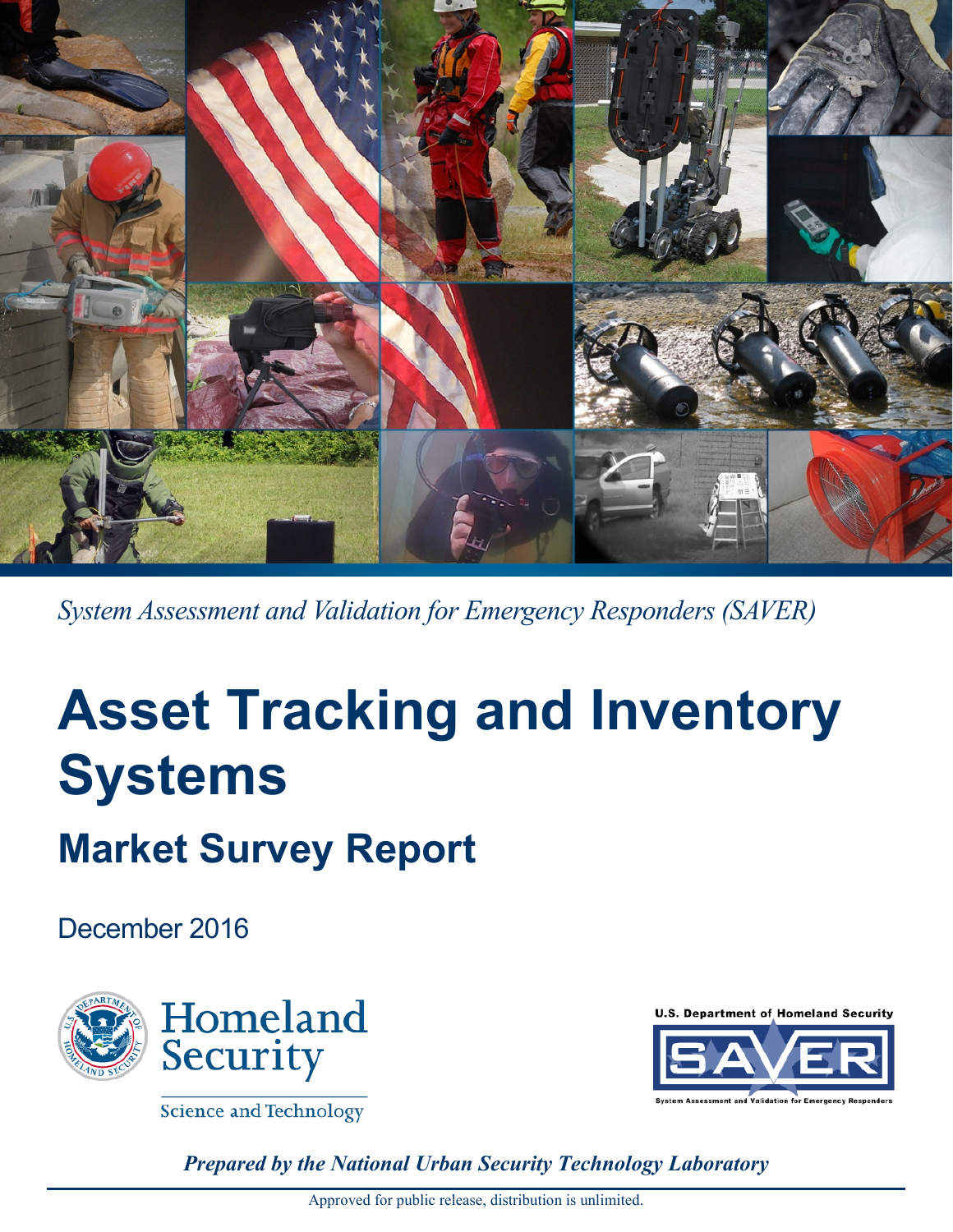*System Assessment and Validation for Emergency Responders (SAVER)*

# Asset Tracking and Inventory Systems

## Market Survey Report

December 2016

Homeland Security

Science and Technology

U.S. Department of Homeland Security

SAVER

System Assessment and Validation for Emergency Responders

***Prepared by the National Urban Security Technology Laboratory***

Approved for public release, distribution is unlimited.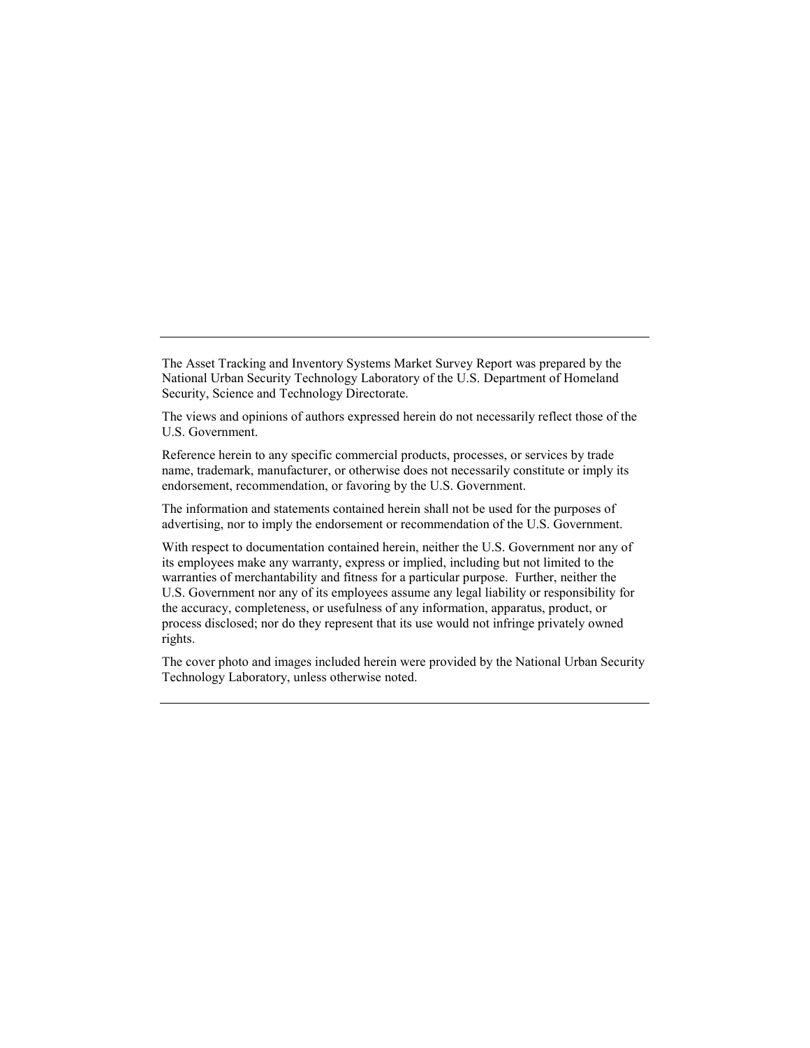---

The Asset Tracking and Inventory Systems Market Survey Report was prepared by the National Urban Security Technology Laboratory of the U.S. Department of Homeland Security, Science and Technology Directorate.

The views and opinions of authors expressed herein do not necessarily reflect those of the U.S. Government.

Reference herein to any specific commercial products, processes, or services by trade name, trademark, manufacturer, or otherwise does not necessarily constitute or imply its endorsement, recommendation, or favoring by the U.S. Government.

The information and statements contained herein shall not be used for the purposes of advertising, nor to imply the endorsement or recommendation of the U.S. Government.

With respect to documentation contained herein, neither the U.S. Government nor any of its employees make any warranty, express or implied, including but not limited to the warranties of merchantability and fitness for a particular purpose. Further, neither the U.S. Government nor any of its employees assume any legal liability or responsibility for the accuracy, completeness, or usefulness of any information, apparatus, product, or process disclosed; nor do they represent that its use would not infringe privately owned rights.

The cover photo and images included herein were provided by the National Urban Security Technology Laboratory, unless otherwise noted.

---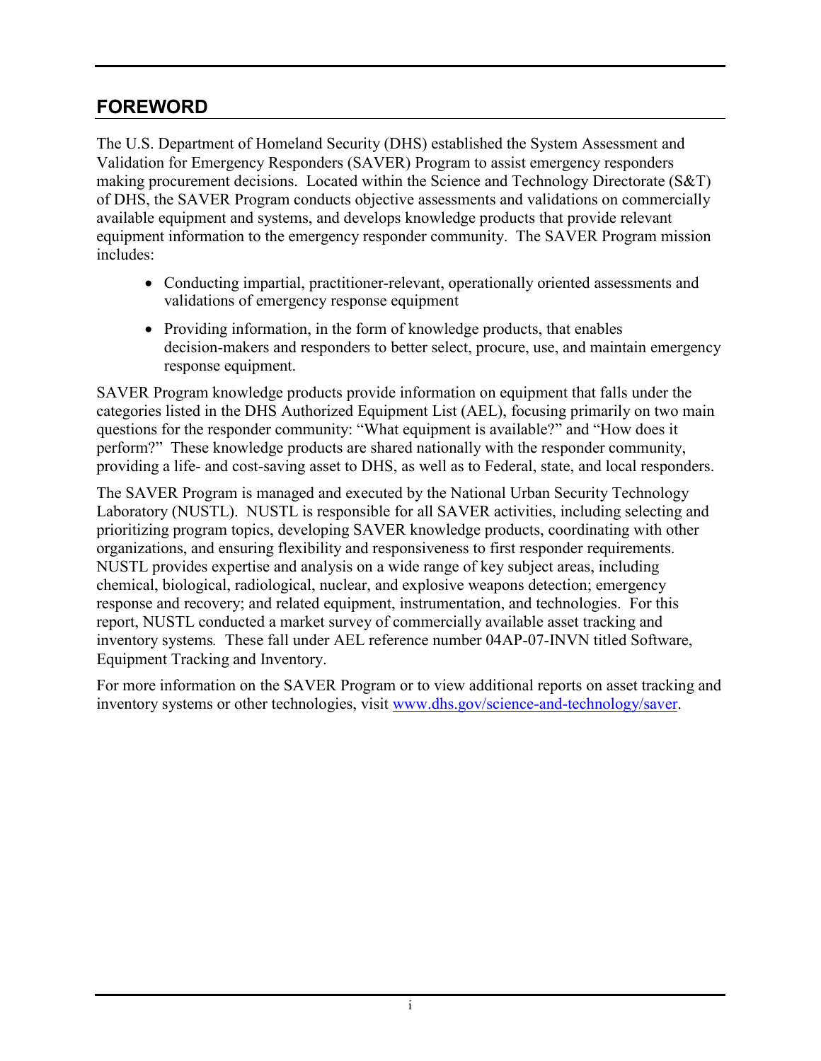## FOREWORD

The U.S. Department of Homeland Security (DHS) established the System Assessment and Validation for Emergency Responders (SAVER) Program to assist emergency responders making procurement decisions. Located within the Science and Technology Directorate (S&T) of DHS, the SAVER Program conducts objective assessments and validations on commercially available equipment and systems, and develops knowledge products that provide relevant equipment information to the emergency responder community. The SAVER Program mission includes:

- Conducting impartial, practitioner-relevant, operationally oriented assessments and validations of emergency response equipment
- Providing information, in the form of knowledge products, that enables decision-makers and responders to better select, procure, use, and maintain emergency response equipment.

SAVER Program knowledge products provide information on equipment that falls under the categories listed in the DHS Authorized Equipment List (AEL), focusing primarily on two main questions for the responder community: "What equipment is available?" and "How does it perform?" These knowledge products are shared nationally with the responder community, providing a life- and cost-saving asset to DHS, as well as to Federal, state, and local responders.

The SAVER Program is managed and executed by the National Urban Security Technology Laboratory (NUSTL). NUSTL is responsible for all SAVER activities, including selecting and prioritizing program topics, developing SAVER knowledge products, coordinating with other organizations, and ensuring flexibility and responsiveness to first responder requirements. NUSTL provides expertise and analysis on a wide range of key subject areas, including chemical, biological, radiological, nuclear, and explosive weapons detection; emergency response and recovery; and related equipment, instrumentation, and technologies. For this report, NUSTL conducted a market survey of commercially available asset tracking and inventory systems*.* These fall under AEL reference number 04AP-07-INVN titled Software, Equipment Tracking and Inventory.

For more information on the SAVER Program or to view additional reports on asset tracking and inventory systems or other technologies, visit [www.dhs.gov/science-and-technology/saver](http://www.dhs.gov/science-and-technology/saver).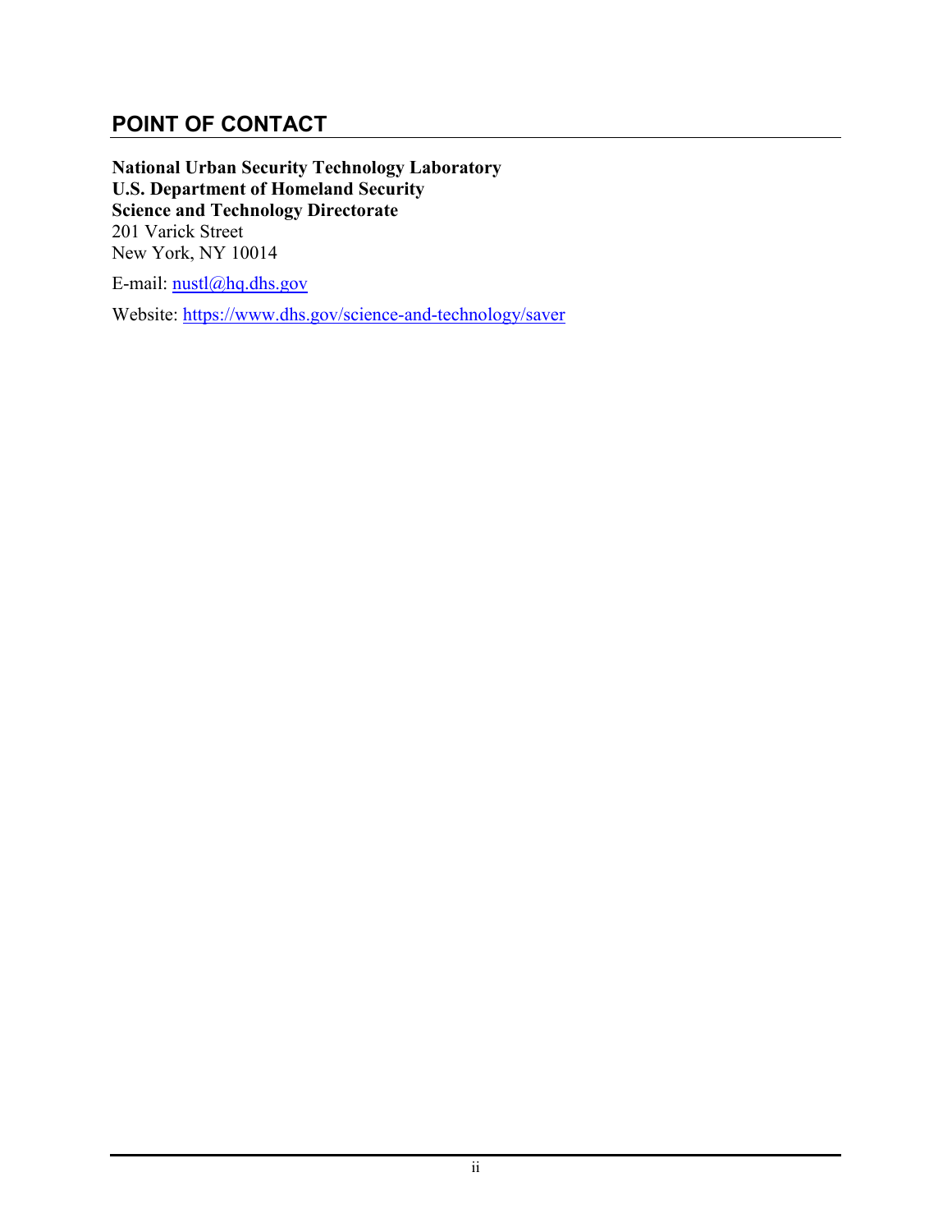## POINT OF CONTACT

**National Urban Security Technology Laboratory**
**U.S. Department of Homeland Security**
**Science and Technology Directorate**
201 Varick Street
New York, NY 10014

E-mail: nustl@hq.dhs.gov

Website: https://www.dhs.gov/science-and-technology/saver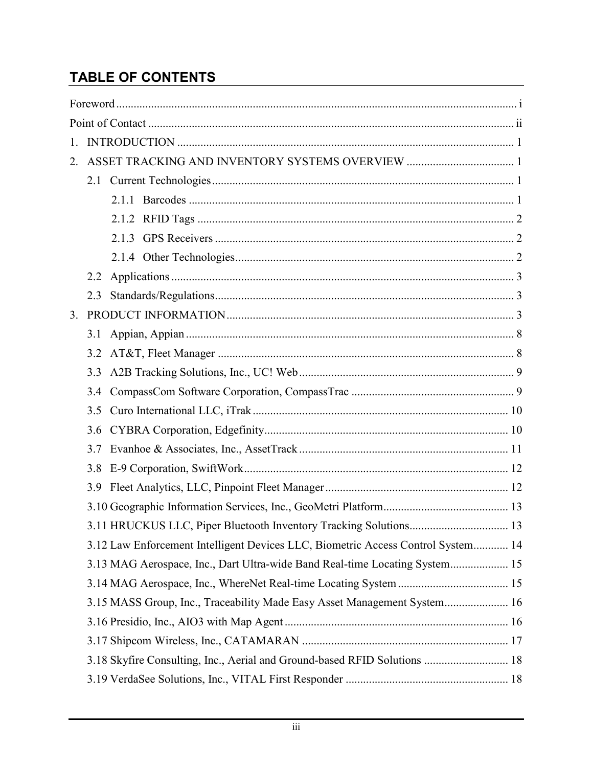## TABLE OF CONTENTS

Foreword ........................................................................................................................ i

Point of Contact ............................................................................................................ ii

1. INTRODUCTION ....................................................................................................... 1

2. ASSET TRACKING AND INVENTORY SYSTEMS OVERVIEW ...................................... 1

   2.1 Current Technologies ........................................................................................ 1

      2.1.1 Barcodes ..................................................................................................... 1

      2.1.2 RFID Tags ................................................................................................... 2

      2.1.3 GPS Receivers ............................................................................................. 2

      2.1.4 Other Technologies ..................................................................................... 2

   2.2 Applications ...................................................................................................... 3

   2.3 Standards/Regulations ....................................................................................... 3

3. PRODUCT INFORMATION ......................................................................................... 3

   3.1 Appian, Appian .................................................................................................. 8

   3.2 AT&T, Fleet Manager ......................................................................................... 8

   3.3 A2B Tracking Solutions, Inc., UC! Web ............................................................. 9

   3.4 CompassCom Software Corporation, CompassTrac ............................................ 9

   3.5 Curo International LLC, iTrak .......................................................................... 10

   3.6 CYBRA Corporation, Edgefinity ....................................................................... 10

   3.7 Evanhoe & Associates, Inc., AssetTrack ........................................................... 11

   3.8 E-9 Corporation, SwiftWork ............................................................................. 12

   3.9 Fleet Analytics, LLC, Pinpoint Fleet Manager ................................................... 12

   3.10 Geographic Information Services, Inc., GeoMetri Platform .............................. 13

   3.11 HRUCKUS LLC, Piper Bluetooth Inventory Tracking Solutions ........................ 13

   3.12 Law Enforcement Intelligent Devices LLC, Biometric Access Control System ............ 14

   3.13 MAG Aerospace, Inc., Dart Ultra-wide Band Real-time Locating System ............ 15

   3.14 MAG Aerospace, Inc., WhereNet Real-time Locating System ........................... 15

   3.15 MASS Group, Inc., Traceability Made Easy Asset Management System ............. 16

   3.16 Presidio, Inc., AIO3 with Map Agent ............................................................... 16

   3.17 Shipcom Wireless, Inc., CATAMARAN ............................................................ 17

   3.18 Skyfire Consulting, Inc., Aerial and Ground-based RFID Solutions .................... 18

   3.19 VerdaSee Solutions, Inc., VITAL First Responder ............................................ 18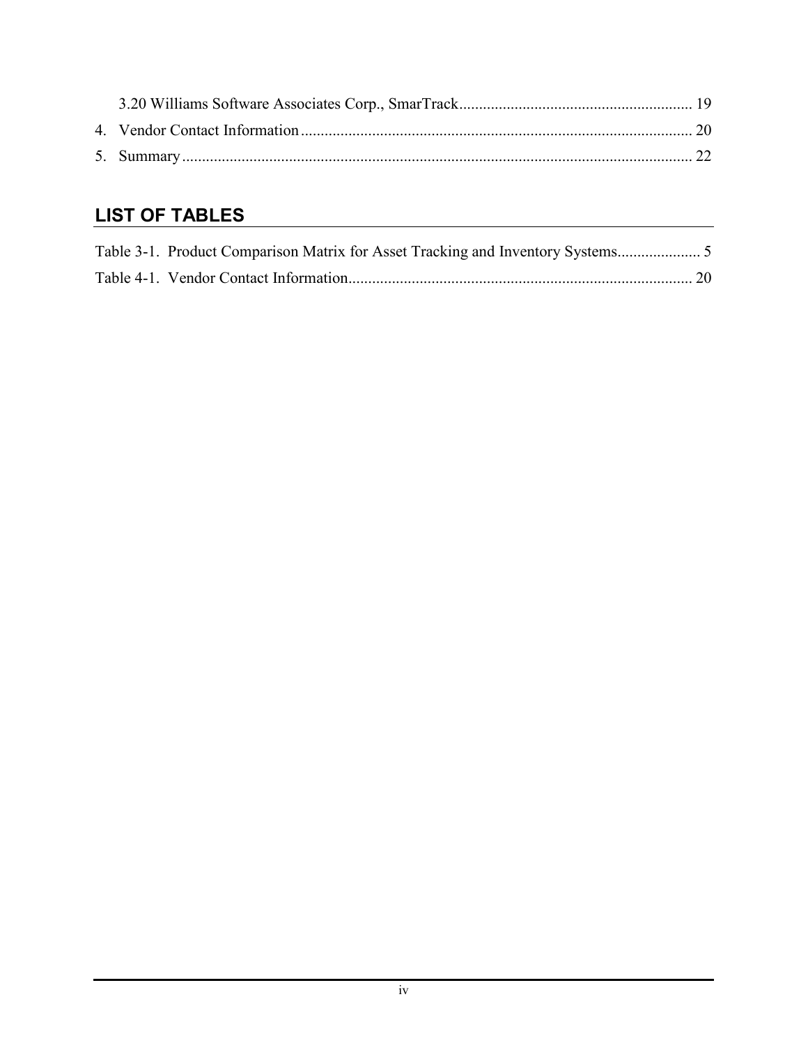3.20 Williams Software Associates Corp., SmarTrack .......................................................... 19

4. Vendor Contact Information .................................................................................................. 20

5. Summary ................................................................................................................................ 22

## LIST OF TABLES

Table 3-1. Product Comparison Matrix for Asset Tracking and Inventory Systems..................... 5

Table 4-1. Vendor Contact Information...................................................................................... 20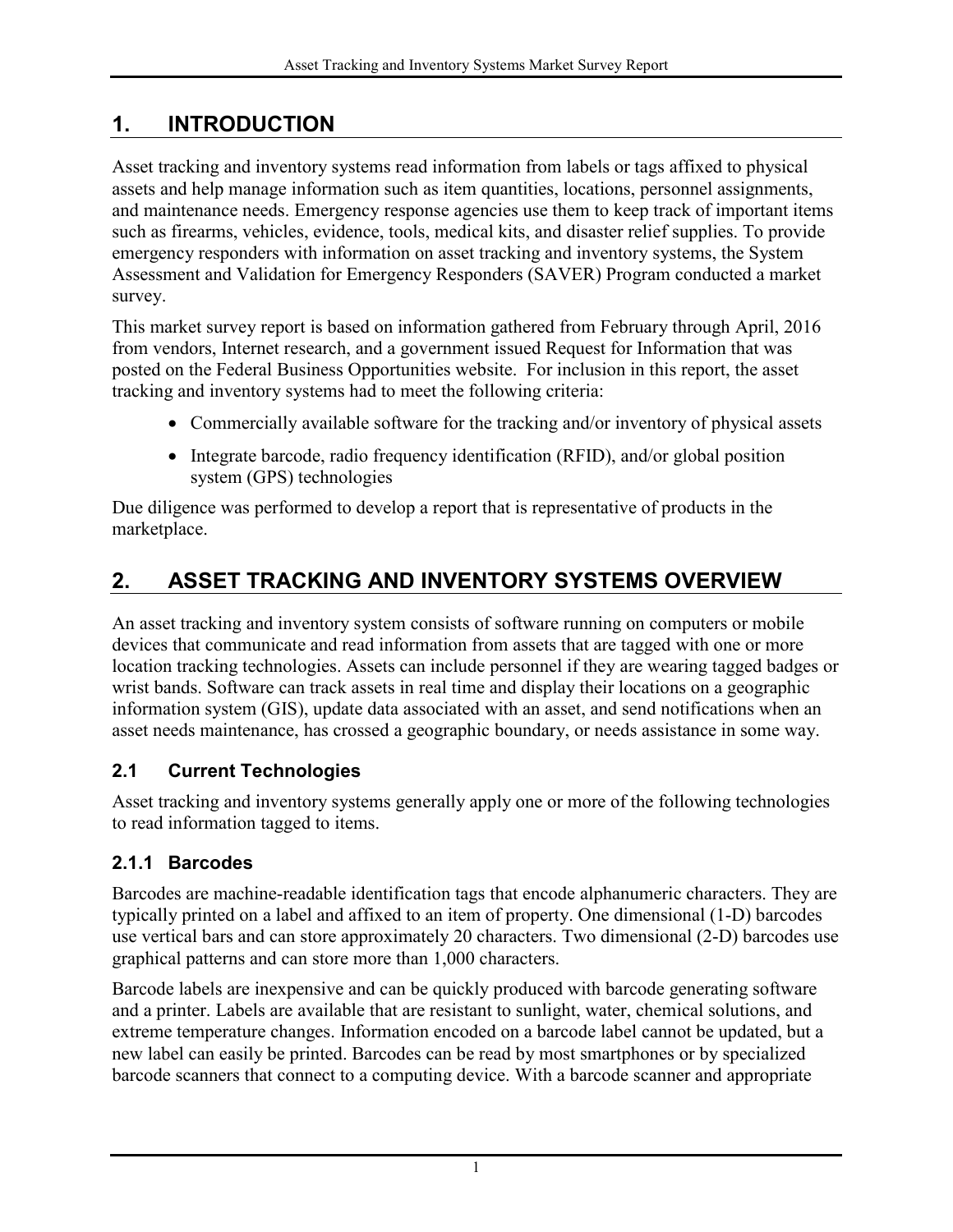# 1. INTRODUCTION

Asset tracking and inventory systems read information from labels or tags affixed to physical assets and help manage information such as item quantities, locations, personnel assignments, and maintenance needs. Emergency response agencies use them to keep track of important items such as firearms, vehicles, evidence, tools, medical kits, and disaster relief supplies. To provide emergency responders with information on asset tracking and inventory systems, the System Assessment and Validation for Emergency Responders (SAVER) Program conducted a market survey.

This market survey report is based on information gathered from February through April, 2016 from vendors, Internet research, and a government issued Request for Information that was posted on the Federal Business Opportunities website. For inclusion in this report, the asset tracking and inventory systems had to meet the following criteria:

- Commercially available software for the tracking and/or inventory of physical assets
- Integrate barcode, radio frequency identification (RFID), and/or global position system (GPS) technologies

Due diligence was performed to develop a report that is representative of products in the marketplace.

# 2. ASSET TRACKING AND INVENTORY SYSTEMS OVERVIEW

An asset tracking and inventory system consists of software running on computers or mobile devices that communicate and read information from assets that are tagged with one or more location tracking technologies. Assets can include personnel if they are wearing tagged badges or wrist bands. Software can track assets in real time and display their locations on a geographic information system (GIS), update data associated with an asset, and send notifications when an asset needs maintenance, has crossed a geographic boundary, or needs assistance in some way.

## 2.1 Current Technologies

Asset tracking and inventory systems generally apply one or more of the following technologies to read information tagged to items.

### 2.1.1 Barcodes

Barcodes are machine-readable identification tags that encode alphanumeric characters. They are typically printed on a label and affixed to an item of property. One dimensional (1-D) barcodes use vertical bars and can store approximately 20 characters. Two dimensional (2-D) barcodes use graphical patterns and can store more than 1,000 characters.

Barcode labels are inexpensive and can be quickly produced with barcode generating software and a printer. Labels are available that are resistant to sunlight, water, chemical solutions, and extreme temperature changes. Information encoded on a barcode label cannot be updated, but a new label can easily be printed. Barcodes can be read by most smartphones or by specialized barcode scanners that connect to a computing device. With a barcode scanner and appropriate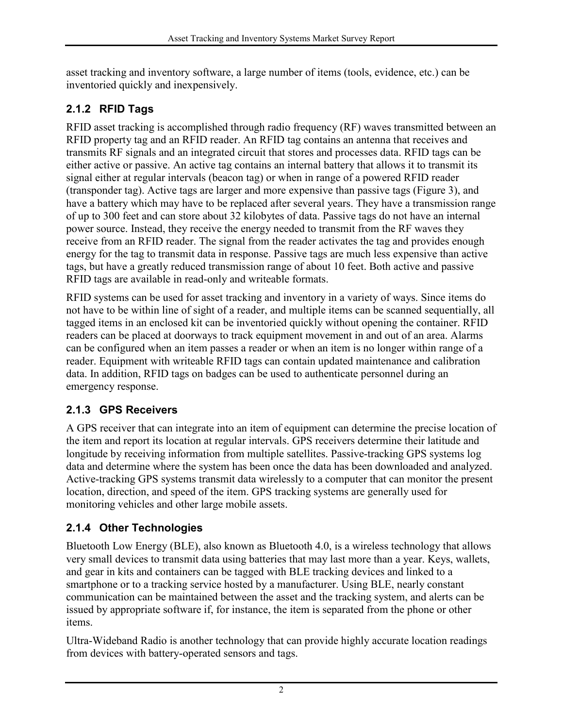asset tracking and inventory software, a large number of items (tools, evidence, etc.) can be inventoried quickly and inexpensively.

### 2.1.2 RFID Tags

RFID asset tracking is accomplished through radio frequency (RF) waves transmitted between an RFID property tag and an RFID reader. An RFID tag contains an antenna that receives and transmits RF signals and an integrated circuit that stores and processes data. RFID tags can be either active or passive. An active tag contains an internal battery that allows it to transmit its signal either at regular intervals (beacon tag) or when in range of a powered RFID reader (transponder tag). Active tags are larger and more expensive than passive tags (Figure 3), and have a battery which may have to be replaced after several years. They have a transmission range of up to 300 feet and can store about 32 kilobytes of data. Passive tags do not have an internal power source. Instead, they receive the energy needed to transmit from the RF waves they receive from an RFID reader. The signal from the reader activates the tag and provides enough energy for the tag to transmit data in response. Passive tags are much less expensive than active tags, but have a greatly reduced transmission range of about 10 feet. Both active and passive RFID tags are available in read-only and writeable formats.

RFID systems can be used for asset tracking and inventory in a variety of ways. Since items do not have to be within line of sight of a reader, and multiple items can be scanned sequentially, all tagged items in an enclosed kit can be inventoried quickly without opening the container. RFID readers can be placed at doorways to track equipment movement in and out of an area. Alarms can be configured when an item passes a reader or when an item is no longer within range of a reader. Equipment with writeable RFID tags can contain updated maintenance and calibration data. In addition, RFID tags on badges can be used to authenticate personnel during an emergency response.

### 2.1.3 GPS Receivers

A GPS receiver that can integrate into an item of equipment can determine the precise location of the item and report its location at regular intervals. GPS receivers determine their latitude and longitude by receiving information from multiple satellites. Passive-tracking GPS systems log data and determine where the system has been once the data has been downloaded and analyzed. Active-tracking GPS systems transmit data wirelessly to a computer that can monitor the present location, direction, and speed of the item. GPS tracking systems are generally used for monitoring vehicles and other large mobile assets.

### 2.1.4 Other Technologies

Bluetooth Low Energy (BLE), also known as Bluetooth 4.0, is a wireless technology that allows very small devices to transmit data using batteries that may last more than a year. Keys, wallets, and gear in kits and containers can be tagged with BLE tracking devices and linked to a smartphone or to a tracking service hosted by a manufacturer. Using BLE, nearly constant communication can be maintained between the asset and the tracking system, and alerts can be issued by appropriate software if, for instance, the item is separated from the phone or other items.

Ultra-Wideband Radio is another technology that can provide highly accurate location readings from devices with battery-operated sensors and tags.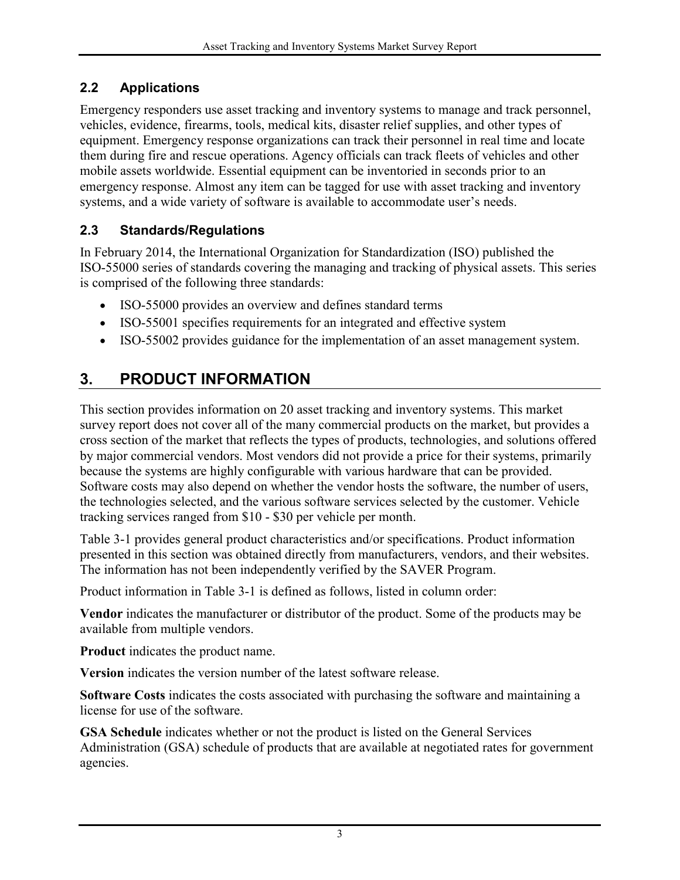### 2.2 Applications

Emergency responders use asset tracking and inventory systems to manage and track personnel, vehicles, evidence, firearms, tools, medical kits, disaster relief supplies, and other types of equipment. Emergency response organizations can track their personnel in real time and locate them during fire and rescue operations. Agency officials can track fleets of vehicles and other mobile assets worldwide. Essential equipment can be inventoried in seconds prior to an emergency response. Almost any item can be tagged for use with asset tracking and inventory systems, and a wide variety of software is available to accommodate user's needs.

### 2.3 Standards/Regulations

In February 2014, the International Organization for Standardization (ISO) published the ISO-55000 series of standards covering the managing and tracking of physical assets. This series is comprised of the following three standards:

- ISO-55000 provides an overview and defines standard terms
- ISO-55001 specifies requirements for an integrated and effective system
- ISO-55002 provides guidance for the implementation of an asset management system.

## 3. PRODUCT INFORMATION

This section provides information on 20 asset tracking and inventory systems. This market survey report does not cover all of the many commercial products on the market, but provides a cross section of the market that reflects the types of products, technologies, and solutions offered by major commercial vendors. Most vendors did not provide a price for their systems, primarily because the systems are highly configurable with various hardware that can be provided. Software costs may also depend on whether the vendor hosts the software, the number of users, the technologies selected, and the various software services selected by the customer. Vehicle tracking services ranged from \$10 - \$30 per vehicle per month.

Table 3-1 provides general product characteristics and/or specifications. Product information presented in this section was obtained directly from manufacturers, vendors, and their websites. The information has not been independently verified by the SAVER Program.

Product information in Table 3-1 is defined as follows, listed in column order:

**Vendor** indicates the manufacturer or distributor of the product. Some of the products may be available from multiple vendors.

**Product** indicates the product name.

**Version** indicates the version number of the latest software release.

**Software Costs** indicates the costs associated with purchasing the software and maintaining a license for use of the software.

**GSA Schedule** indicates whether or not the product is listed on the General Services Administration (GSA) schedule of products that are available at negotiated rates for government agencies.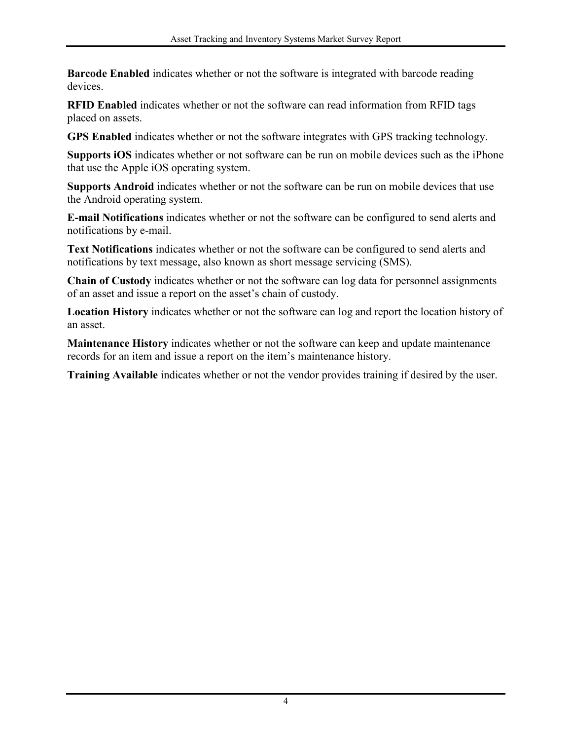**Barcode Enabled** indicates whether or not the software is integrated with barcode reading devices.

**RFID Enabled** indicates whether or not the software can read information from RFID tags placed on assets.

**GPS Enabled** indicates whether or not the software integrates with GPS tracking technology.

**Supports iOS** indicates whether or not software can be run on mobile devices such as the iPhone that use the Apple iOS operating system.

**Supports Android** indicates whether or not the software can be run on mobile devices that use the Android operating system.

**E-mail Notifications** indicates whether or not the software can be configured to send alerts and notifications by e-mail.

**Text Notifications** indicates whether or not the software can be configured to send alerts and notifications by text message, also known as short message servicing (SMS).

**Chain of Custody** indicates whether or not the software can log data for personnel assignments of an asset and issue a report on the asset's chain of custody.

**Location History** indicates whether or not the software can log and report the location history of an asset.

**Maintenance History** indicates whether or not the software can keep and update maintenance records for an item and issue a report on the item's maintenance history.

**Training Available** indicates whether or not the vendor provides training if desired by the user.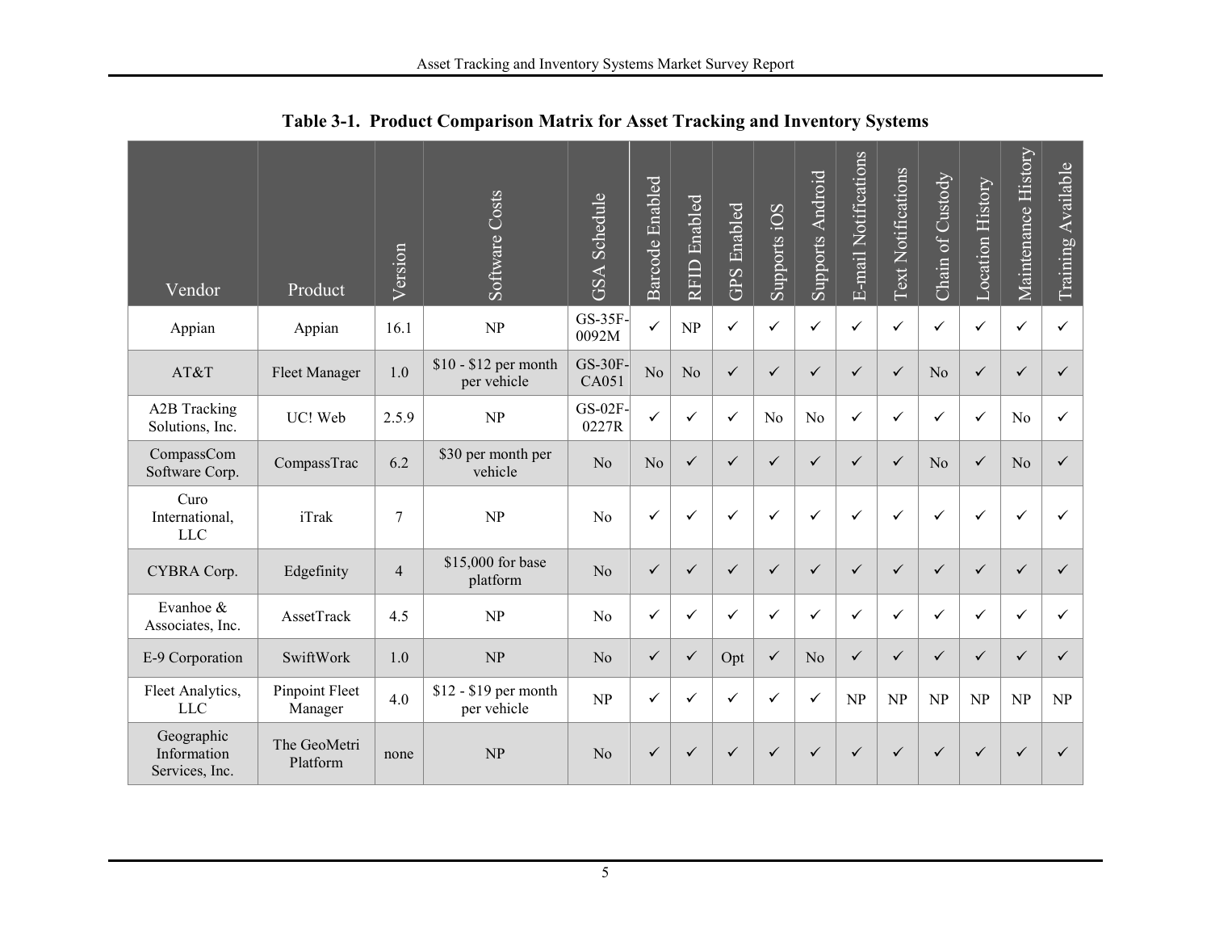**Table 3-1. Product Comparison Matrix for Asset Tracking and Inventory Systems**

| Vendor | Product | Version | Software Costs | GSA Schedule | Barcode Enabled | RFID Enabled | GPS Enabled | Supports iOS | Supports Android | E-mail Notifications | Text Notifications | Chain of Custody | Location History | Maintenance History | Training Available |
|---|---|---|---|---|---|---|---|---|---|---|---|---|---|---|---|
| Appian | Appian | 16.1 | NP | GS-35F-0092M | ✓ | NP | ✓ | ✓ | ✓ | ✓ | ✓ | ✓ | ✓ | ✓ | ✓ |
| AT&T | Fleet Manager | 1.0 | $10 - $12 per month per vehicle | GS-30F-CA051 | No | No | ✓ | ✓ | ✓ | ✓ | ✓ | No | ✓ | ✓ | ✓ |
| A2B Tracking Solutions, Inc. | UC! Web | 2.5.9 | NP | GS-02F-0227R | ✓ | ✓ | ✓ | No | No | ✓ | ✓ | ✓ | ✓ | No | ✓ |
| CompassCom Software Corp. | CompassTrac | 6.2 | $30 per month per vehicle | No | No | ✓ | ✓ | ✓ | ✓ | ✓ | ✓ | No | ✓ | No | ✓ |
| Curo International, LLC | iTrak | 7 | NP | No | ✓ | ✓ | ✓ | ✓ | ✓ | ✓ | ✓ | ✓ | ✓ | ✓ | ✓ |
| CYBRA Corp. | Edgefinity | 4 | $15,000 for base platform | No | ✓ | ✓ | ✓ | ✓ | ✓ | ✓ | ✓ | ✓ | ✓ | ✓ | ✓ |
| Evanhoe & Associates, Inc. | AssetTrack | 4.5 | NP | No | ✓ | ✓ | ✓ | ✓ | ✓ | ✓ | ✓ | ✓ | ✓ | ✓ | ✓ |
| E-9 Corporation | SwiftWork | 1.0 | NP | No | ✓ | ✓ | Opt | ✓ | No | ✓ | ✓ | ✓ | ✓ | ✓ | ✓ |
| Fleet Analytics, LLC | Pinpoint Fleet Manager | 4.0 | $12 - $19 per month per vehicle | NP | ✓ | ✓ | ✓ | ✓ | ✓ | NP | NP | NP | NP | NP | NP |
| Geographic Information Services, Inc. | The GeoMetri Platform | none | NP | No | ✓ | ✓ | ✓ | ✓ | ✓ | ✓ | ✓ | ✓ | ✓ | ✓ | ✓ |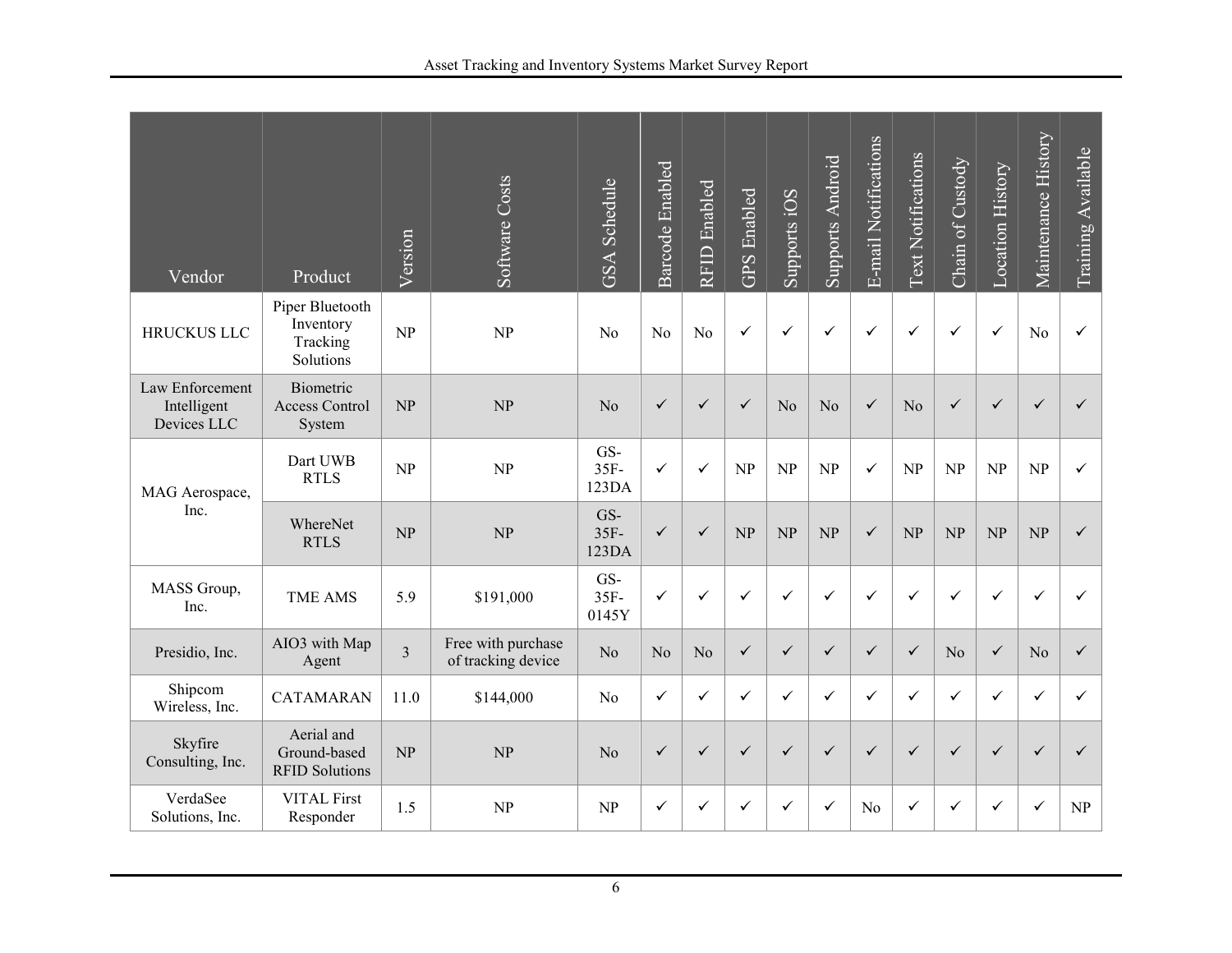| Vendor | Product | Version | Software Costs | GSA Schedule | Barcode Enabled | RFID Enabled | GPS Enabled | Supports iOS | Supports Android | E-mail Notifications | Text Notifications | Chain of Custody | Location History | Maintenance History | Training Available |
|---|---|---|---|---|---|---|---|---|---|---|---|---|---|---|---|
| HRUCKUS LLC | Piper Bluetooth Inventory Tracking Solutions | NP | NP | No | No | No | ✓ | ✓ | ✓ | ✓ | ✓ | ✓ | ✓ | No | ✓ |
| Law Enforcement Intelligent Devices LLC | Biometric Access Control System | NP | NP | No | ✓ | ✓ | ✓ | No | No | ✓ | No | ✓ | ✓ | ✓ | ✓ |
| MAG Aerospace, Inc. | Dart UWB RTLS | NP | NP | GS-35F-123DA | ✓ | ✓ | NP | NP | NP | ✓ | NP | NP | NP | NP | ✓ |
| | WhereNet RTLS | NP | NP | GS-35F-123DA | ✓ | ✓ | NP | NP | NP | ✓ | NP | NP | NP | NP | ✓ |
| MASS Group, Inc. | TME AMS | 5.9 | $191,000 | GS-35F-0145Y | ✓ | ✓ | ✓ | ✓ | ✓ | ✓ | ✓ | ✓ | ✓ | ✓ | ✓ |
| Presidio, Inc. | AIO3 with Map Agent | 3 | Free with purchase of tracking device | No | No | No | ✓ | ✓ | ✓ | ✓ | ✓ | No | ✓ | No | ✓ |
| Shipcom Wireless, Inc. | CATAMARAN | 11.0 | $144,000 | No | ✓ | ✓ | ✓ | ✓ | ✓ | ✓ | ✓ | ✓ | ✓ | ✓ | ✓ |
| Skyfire Consulting, Inc. | Aerial and Ground-based RFID Solutions | NP | NP | No | ✓ | ✓ | ✓ | ✓ | ✓ | ✓ | ✓ | ✓ | ✓ | ✓ | ✓ |
| VerdaSee Solutions, Inc. | VITAL First Responder | 1.5 | NP | NP | ✓ | ✓ | ✓ | ✓ | ✓ | No | ✓ | ✓ | ✓ | ✓ | NP |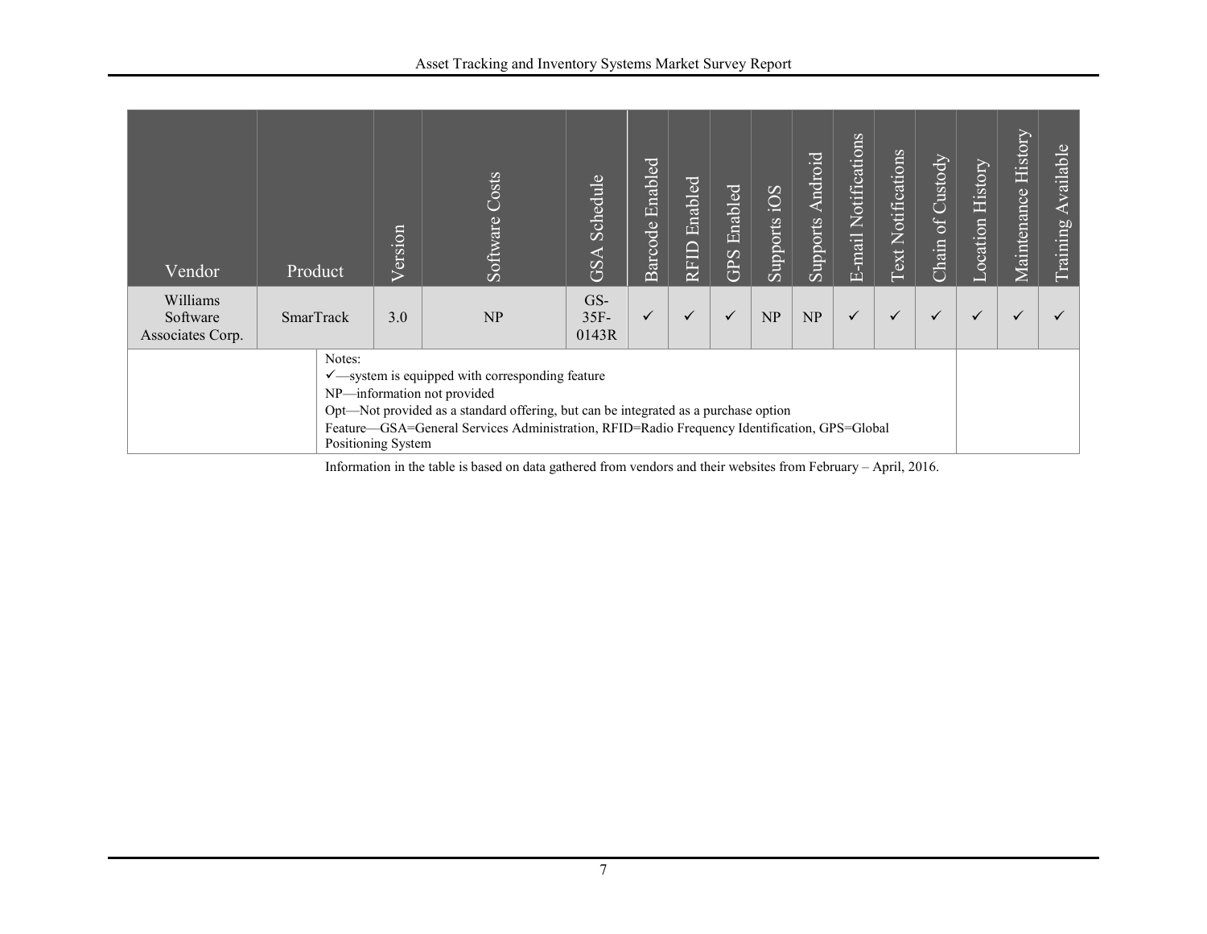| Vendor | Product | Version | Software Costs | GSA Schedule | Barcode Enabled | RFID Enabled | GPS Enabled | Supports iOS | Supports Android | E-mail Notifications | Text Notifications | Chain of Custody | Location History | Maintenance History | Training Available |
|---|---|---|---|---|---|---|---|---|---|---|---|---|---|---|---|
| Williams Software Associates Corp. | SmarTrack | 3.0 | NP | GS-35F-0143R | ✓ | ✓ | ✓ | NP | NP | ✓ | ✓ | ✓ | ✓ | ✓ | ✓ |

Notes:
✓—system is equipped with corresponding feature
NP—information not provided
Opt—Not provided as a standard offering, but can be integrated as a purchase option
Feature—GSA=General Services Administration, RFID=Radio Frequency Identification, GPS=Global Positioning System

Information in the table is based on data gathered from vendors and their websites from February – April, 2016.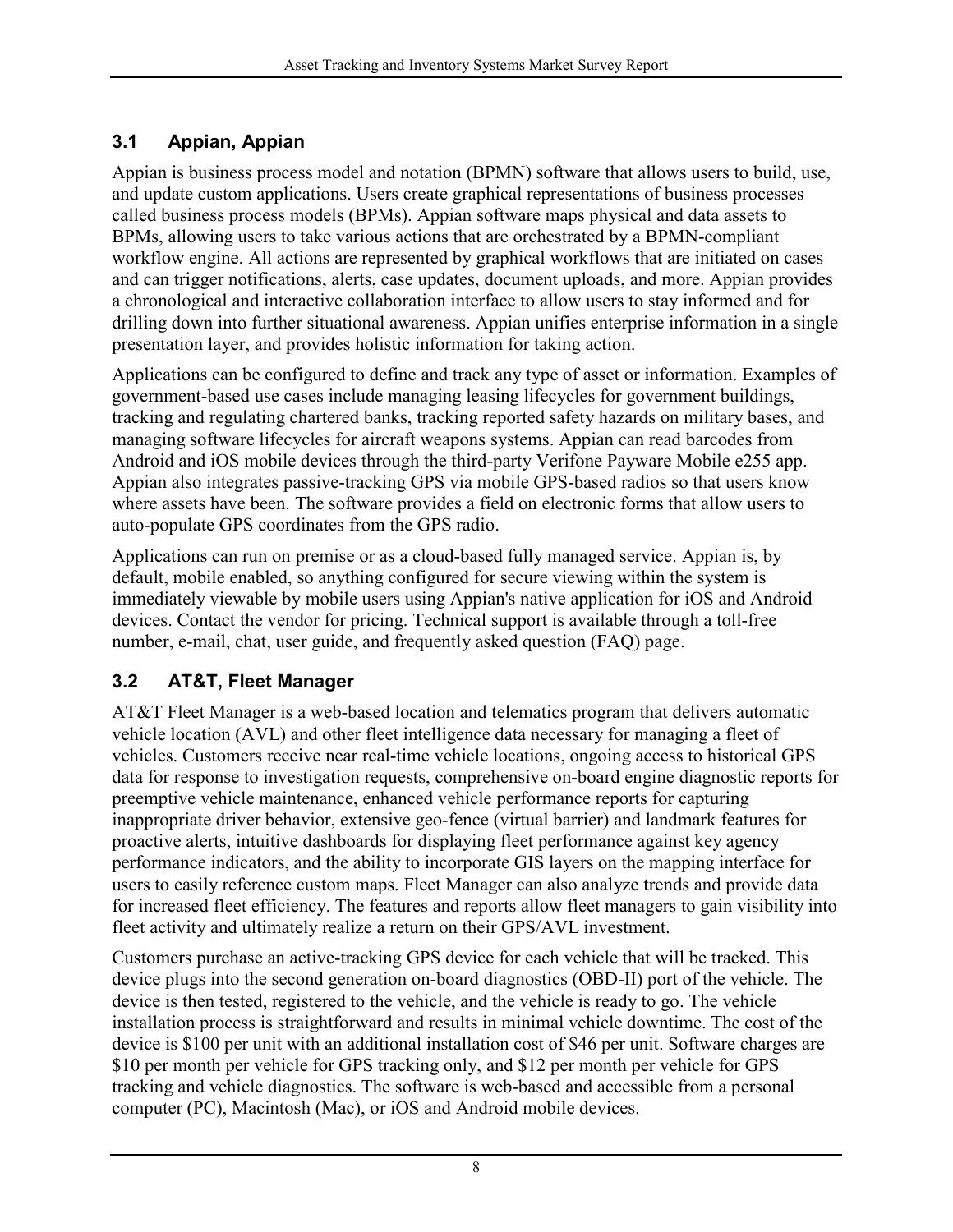## 3.1 Appian, Appian

Appian is business process model and notation (BPMN) software that allows users to build, use, and update custom applications. Users create graphical representations of business processes called business process models (BPMs). Appian software maps physical and data assets to BPMs, allowing users to take various actions that are orchestrated by a BPMN-compliant workflow engine. All actions are represented by graphical workflows that are initiated on cases and can trigger notifications, alerts, case updates, document uploads, and more. Appian provides a chronological and interactive collaboration interface to allow users to stay informed and for drilling down into further situational awareness. Appian unifies enterprise information in a single presentation layer, and provides holistic information for taking action.

Applications can be configured to define and track any type of asset or information. Examples of government-based use cases include managing leasing lifecycles for government buildings, tracking and regulating chartered banks, tracking reported safety hazards on military bases, and managing software lifecycles for aircraft weapons systems. Appian can read barcodes from Android and iOS mobile devices through the third-party Verifone Payware Mobile e255 app. Appian also integrates passive-tracking GPS via mobile GPS-based radios so that users know where assets have been. The software provides a field on electronic forms that allow users to auto-populate GPS coordinates from the GPS radio.

Applications can run on premise or as a cloud-based fully managed service. Appian is, by default, mobile enabled, so anything configured for secure viewing within the system is immediately viewable by mobile users using Appian's native application for iOS and Android devices. Contact the vendor for pricing. Technical support is available through a toll-free number, e-mail, chat, user guide, and frequently asked question (FAQ) page.

## 3.2 AT&T, Fleet Manager

AT&T Fleet Manager is a web-based location and telematics program that delivers automatic vehicle location (AVL) and other fleet intelligence data necessary for managing a fleet of vehicles. Customers receive near real-time vehicle locations, ongoing access to historical GPS data for response to investigation requests, comprehensive on-board engine diagnostic reports for preemptive vehicle maintenance, enhanced vehicle performance reports for capturing inappropriate driver behavior, extensive geo-fence (virtual barrier) and landmark features for proactive alerts, intuitive dashboards for displaying fleet performance against key agency performance indicators, and the ability to incorporate GIS layers on the mapping interface for users to easily reference custom maps. Fleet Manager can also analyze trends and provide data for increased fleet efficiency. The features and reports allow fleet managers to gain visibility into fleet activity and ultimately realize a return on their GPS/AVL investment.

Customers purchase an active-tracking GPS device for each vehicle that will be tracked. This device plugs into the second generation on-board diagnostics (OBD-II) port of the vehicle. The device is then tested, registered to the vehicle, and the vehicle is ready to go. The vehicle installation process is straightforward and results in minimal vehicle downtime. The cost of the device is $100 per unit with an additional installation cost of $46 per unit. Software charges are $10 per month per vehicle for GPS tracking only, and $12 per month per vehicle for GPS tracking and vehicle diagnostics. The software is web-based and accessible from a personal computer (PC), Macintosh (Mac), or iOS and Android mobile devices.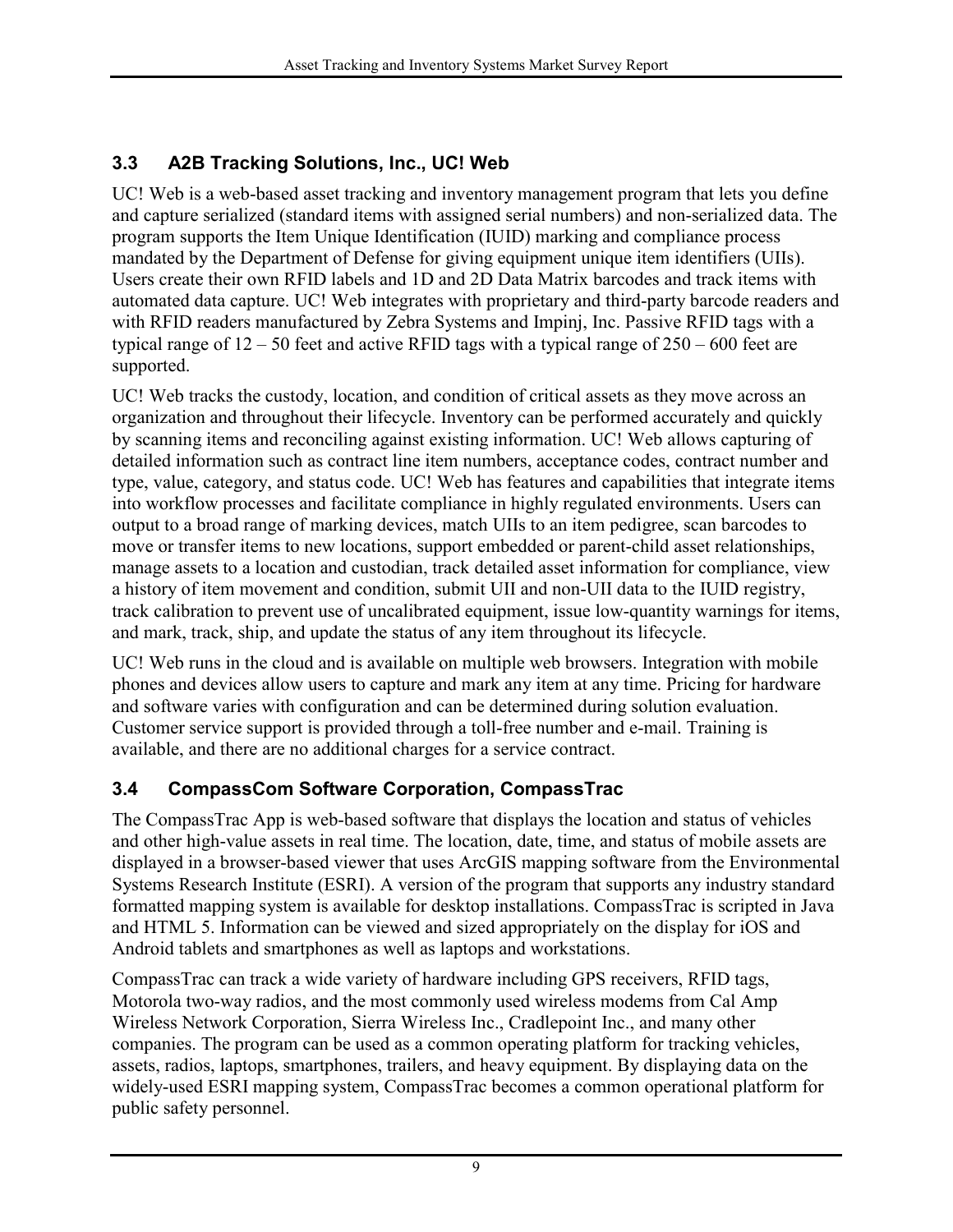### 3.3 A2B Tracking Solutions, Inc., UC! Web

UC! Web is a web-based asset tracking and inventory management program that lets you define and capture serialized (standard items with assigned serial numbers) and non-serialized data. The program supports the Item Unique Identification (IUID) marking and compliance process mandated by the Department of Defense for giving equipment unique item identifiers (UIIs). Users create their own RFID labels and 1D and 2D Data Matrix barcodes and track items with automated data capture. UC! Web integrates with proprietary and third-party barcode readers and with RFID readers manufactured by Zebra Systems and Impinj, Inc. Passive RFID tags with a typical range of 12 – 50 feet and active RFID tags with a typical range of 250 – 600 feet are supported.

UC! Web tracks the custody, location, and condition of critical assets as they move across an organization and throughout their lifecycle. Inventory can be performed accurately and quickly by scanning items and reconciling against existing information. UC! Web allows capturing of detailed information such as contract line item numbers, acceptance codes, contract number and type, value, category, and status code. UC! Web has features and capabilities that integrate items into workflow processes and facilitate compliance in highly regulated environments. Users can output to a broad range of marking devices, match UIIs to an item pedigree, scan barcodes to move or transfer items to new locations, support embedded or parent-child asset relationships, manage assets to a location and custodian, track detailed asset information for compliance, view a history of item movement and condition, submit UII and non-UII data to the IUID registry, track calibration to prevent use of uncalibrated equipment, issue low-quantity warnings for items, and mark, track, ship, and update the status of any item throughout its lifecycle.

UC! Web runs in the cloud and is available on multiple web browsers. Integration with mobile phones and devices allow users to capture and mark any item at any time. Pricing for hardware and software varies with configuration and can be determined during solution evaluation. Customer service support is provided through a toll-free number and e-mail. Training is available, and there are no additional charges for a service contract.

### 3.4 CompassCom Software Corporation, CompassTrac

The CompassTrac App is web-based software that displays the location and status of vehicles and other high-value assets in real time. The location, date, time, and status of mobile assets are displayed in a browser-based viewer that uses ArcGIS mapping software from the Environmental Systems Research Institute (ESRI). A version of the program that supports any industry standard formatted mapping system is available for desktop installations. CompassTrac is scripted in Java and HTML 5. Information can be viewed and sized appropriately on the display for iOS and Android tablets and smartphones as well as laptops and workstations.

CompassTrac can track a wide variety of hardware including GPS receivers, RFID tags, Motorola two-way radios, and the most commonly used wireless modems from Cal Amp Wireless Network Corporation, Sierra Wireless Inc., Cradlepoint Inc., and many other companies. The program can be used as a common operating platform for tracking vehicles, assets, radios, laptops, smartphones, trailers, and heavy equipment. By displaying data on the widely-used ESRI mapping system, CompassTrac becomes a common operational platform for public safety personnel.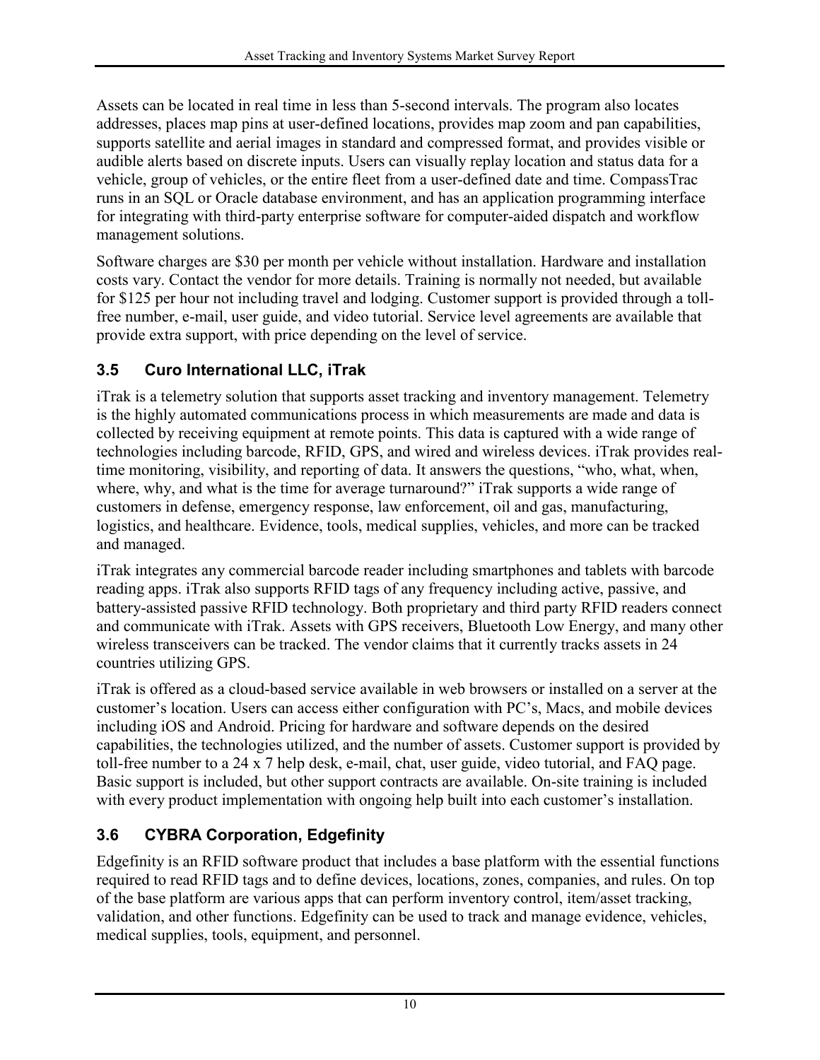Assets can be located in real time in less than 5-second intervals. The program also locates addresses, places map pins at user-defined locations, provides map zoom and pan capabilities, supports satellite and aerial images in standard and compressed format, and provides visible or audible alerts based on discrete inputs. Users can visually replay location and status data for a vehicle, group of vehicles, or the entire fleet from a user-defined date and time. CompassTrac runs in an SQL or Oracle database environment, and has an application programming interface for integrating with third-party enterprise software for computer-aided dispatch and workflow management solutions.

Software charges are $30 per month per vehicle without installation. Hardware and installation costs vary. Contact the vendor for more details. Training is normally not needed, but available for $125 per hour not including travel and lodging. Customer support is provided through a toll-free number, e-mail, user guide, and video tutorial. Service level agreements are available that provide extra support, with price depending on the level of service.

## 3.5 Curo International LLC, iTrak

iTrak is a telemetry solution that supports asset tracking and inventory management. Telemetry is the highly automated communications process in which measurements are made and data is collected by receiving equipment at remote points. This data is captured with a wide range of technologies including barcode, RFID, GPS, and wired and wireless devices. iTrak provides real-time monitoring, visibility, and reporting of data. It answers the questions, "who, what, when, where, why, and what is the time for average turnaround?" iTrak supports a wide range of customers in defense, emergency response, law enforcement, oil and gas, manufacturing, logistics, and healthcare. Evidence, tools, medical supplies, vehicles, and more can be tracked and managed.

iTrak integrates any commercial barcode reader including smartphones and tablets with barcode reading apps. iTrak also supports RFID tags of any frequency including active, passive, and battery-assisted passive RFID technology. Both proprietary and third party RFID readers connect and communicate with iTrak. Assets with GPS receivers, Bluetooth Low Energy, and many other wireless transceivers can be tracked. The vendor claims that it currently tracks assets in 24 countries utilizing GPS.

iTrak is offered as a cloud-based service available in web browsers or installed on a server at the customer's location. Users can access either configuration with PC's, Macs, and mobile devices including iOS and Android. Pricing for hardware and software depends on the desired capabilities, the technologies utilized, and the number of assets. Customer support is provided by toll-free number to a 24 x 7 help desk, e-mail, chat, user guide, video tutorial, and FAQ page. Basic support is included, but other support contracts are available. On-site training is included with every product implementation with ongoing help built into each customer's installation.

## 3.6 CYBRA Corporation, Edgefinity

Edgefinity is an RFID software product that includes a base platform with the essential functions required to read RFID tags and to define devices, locations, zones, companies, and rules. On top of the base platform are various apps that can perform inventory control, item/asset tracking, validation, and other functions. Edgefinity can be used to track and manage evidence, vehicles, medical supplies, tools, equipment, and personnel.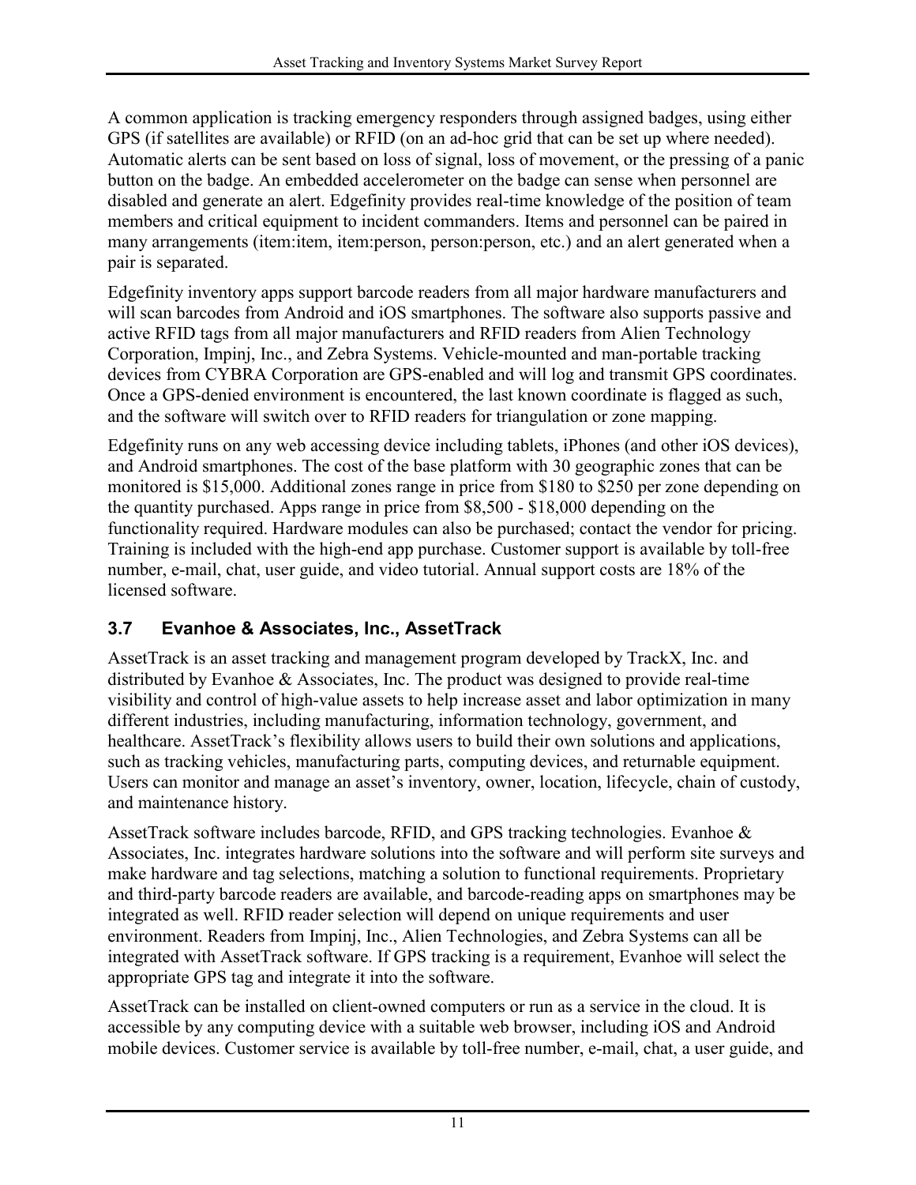A common application is tracking emergency responders through assigned badges, using either GPS (if satellites are available) or RFID (on an ad-hoc grid that can be set up where needed). Automatic alerts can be sent based on loss of signal, loss of movement, or the pressing of a panic button on the badge. An embedded accelerometer on the badge can sense when personnel are disabled and generate an alert. Edgefinity provides real-time knowledge of the position of team members and critical equipment to incident commanders. Items and personnel can be paired in many arrangements (item:item, item:person, person:person, etc.) and an alert generated when a pair is separated.

Edgefinity inventory apps support barcode readers from all major hardware manufacturers and will scan barcodes from Android and iOS smartphones. The software also supports passive and active RFID tags from all major manufacturers and RFID readers from Alien Technology Corporation, Impinj, Inc., and Zebra Systems. Vehicle-mounted and man-portable tracking devices from CYBRA Corporation are GPS-enabled and will log and transmit GPS coordinates. Once a GPS-denied environment is encountered, the last known coordinate is flagged as such, and the software will switch over to RFID readers for triangulation or zone mapping.

Edgefinity runs on any web accessing device including tablets, iPhones (and other iOS devices), and Android smartphones. The cost of the base platform with 30 geographic zones that can be monitored is $15,000. Additional zones range in price from $180 to $250 per zone depending on the quantity purchased. Apps range in price from $8,500 - $18,000 depending on the functionality required. Hardware modules can also be purchased; contact the vendor for pricing. Training is included with the high-end app purchase. Customer support is available by toll-free number, e-mail, chat, user guide, and video tutorial. Annual support costs are 18% of the licensed software.

### 3.7 Evanhoe & Associates, Inc., AssetTrack

AssetTrack is an asset tracking and management program developed by TrackX, Inc. and distributed by Evanhoe & Associates, Inc. The product was designed to provide real-time visibility and control of high-value assets to help increase asset and labor optimization in many different industries, including manufacturing, information technology, government, and healthcare. AssetTrack's flexibility allows users to build their own solutions and applications, such as tracking vehicles, manufacturing parts, computing devices, and returnable equipment. Users can monitor and manage an asset's inventory, owner, location, lifecycle, chain of custody, and maintenance history.

AssetTrack software includes barcode, RFID, and GPS tracking technologies. Evanhoe & Associates, Inc. integrates hardware solutions into the software and will perform site surveys and make hardware and tag selections, matching a solution to functional requirements. Proprietary and third-party barcode readers are available, and barcode-reading apps on smartphones may be integrated as well. RFID reader selection will depend on unique requirements and user environment. Readers from Impinj, Inc., Alien Technologies, and Zebra Systems can all be integrated with AssetTrack software. If GPS tracking is a requirement, Evanhoe will select the appropriate GPS tag and integrate it into the software.

AssetTrack can be installed on client-owned computers or run as a service in the cloud. It is accessible by any computing device with a suitable web browser, including iOS and Android mobile devices. Customer service is available by toll-free number, e-mail, chat, a user guide, and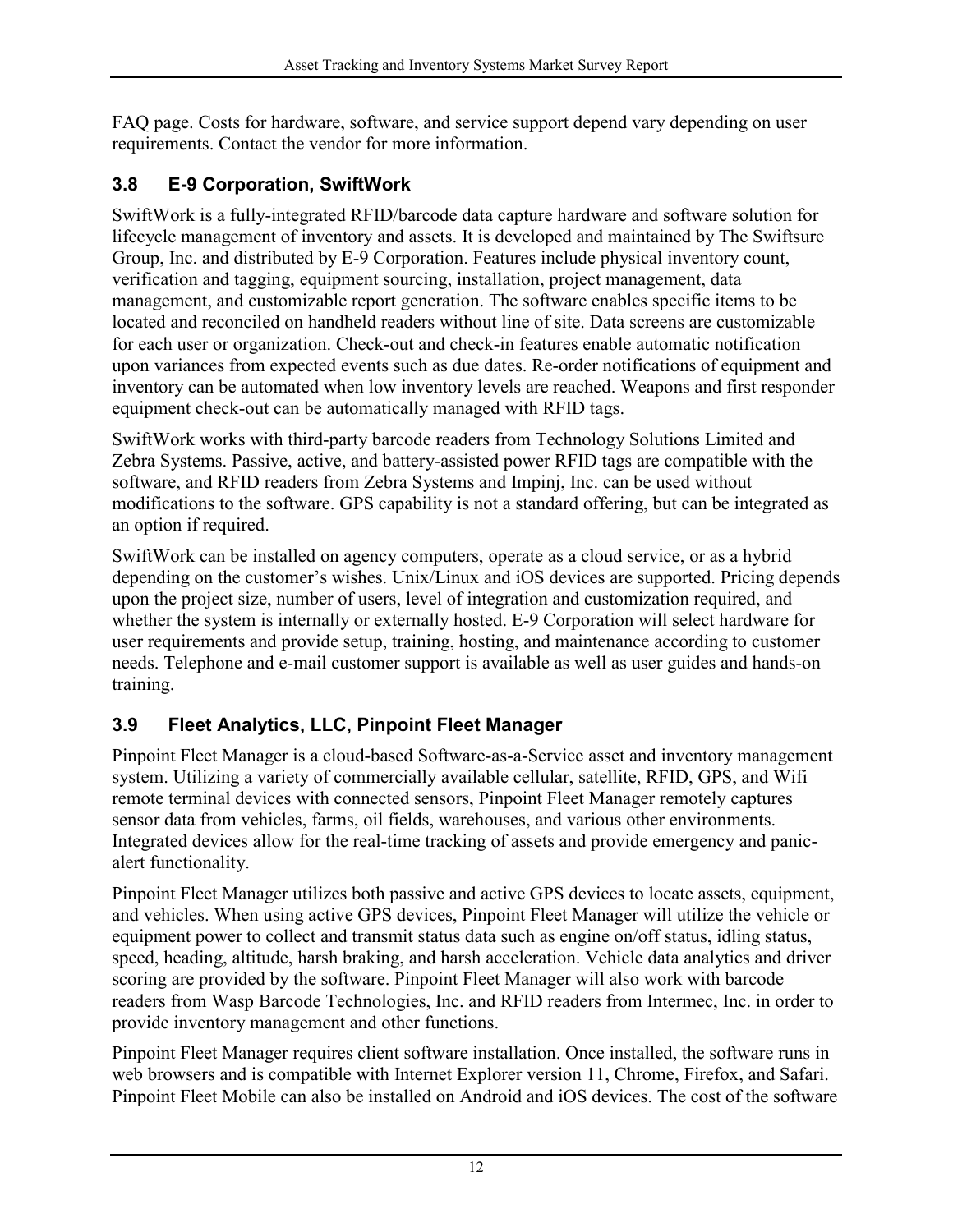FAQ page. Costs for hardware, software, and service support depend vary depending on user requirements. Contact the vendor for more information.

### 3.8 E-9 Corporation, SwiftWork

SwiftWork is a fully-integrated RFID/barcode data capture hardware and software solution for lifecycle management of inventory and assets. It is developed and maintained by The Swiftsure Group, Inc. and distributed by E-9 Corporation. Features include physical inventory count, verification and tagging, equipment sourcing, installation, project management, data management, and customizable report generation. The software enables specific items to be located and reconciled on handheld readers without line of site. Data screens are customizable for each user or organization. Check-out and check-in features enable automatic notification upon variances from expected events such as due dates. Re-order notifications of equipment and inventory can be automated when low inventory levels are reached. Weapons and first responder equipment check-out can be automatically managed with RFID tags.

SwiftWork works with third-party barcode readers from Technology Solutions Limited and Zebra Systems. Passive, active, and battery-assisted power RFID tags are compatible with the software, and RFID readers from Zebra Systems and Impinj, Inc. can be used without modifications to the software. GPS capability is not a standard offering, but can be integrated as an option if required.

SwiftWork can be installed on agency computers, operate as a cloud service, or as a hybrid depending on the customer's wishes. Unix/Linux and iOS devices are supported. Pricing depends upon the project size, number of users, level of integration and customization required, and whether the system is internally or externally hosted. E-9 Corporation will select hardware for user requirements and provide setup, training, hosting, and maintenance according to customer needs. Telephone and e-mail customer support is available as well as user guides and hands-on training.

### 3.9 Fleet Analytics, LLC, Pinpoint Fleet Manager

Pinpoint Fleet Manager is a cloud-based Software-as-a-Service asset and inventory management system. Utilizing a variety of commercially available cellular, satellite, RFID, GPS, and Wifi remote terminal devices with connected sensors, Pinpoint Fleet Manager remotely captures sensor data from vehicles, farms, oil fields, warehouses, and various other environments. Integrated devices allow for the real-time tracking of assets and provide emergency and panic-alert functionality.

Pinpoint Fleet Manager utilizes both passive and active GPS devices to locate assets, equipment, and vehicles. When using active GPS devices, Pinpoint Fleet Manager will utilize the vehicle or equipment power to collect and transmit status data such as engine on/off status, idling status, speed, heading, altitude, harsh braking, and harsh acceleration. Vehicle data analytics and driver scoring are provided by the software. Pinpoint Fleet Manager will also work with barcode readers from Wasp Barcode Technologies, Inc. and RFID readers from Intermec, Inc. in order to provide inventory management and other functions.

Pinpoint Fleet Manager requires client software installation. Once installed, the software runs in web browsers and is compatible with Internet Explorer version 11, Chrome, Firefox, and Safari. Pinpoint Fleet Mobile can also be installed on Android and iOS devices. The cost of the software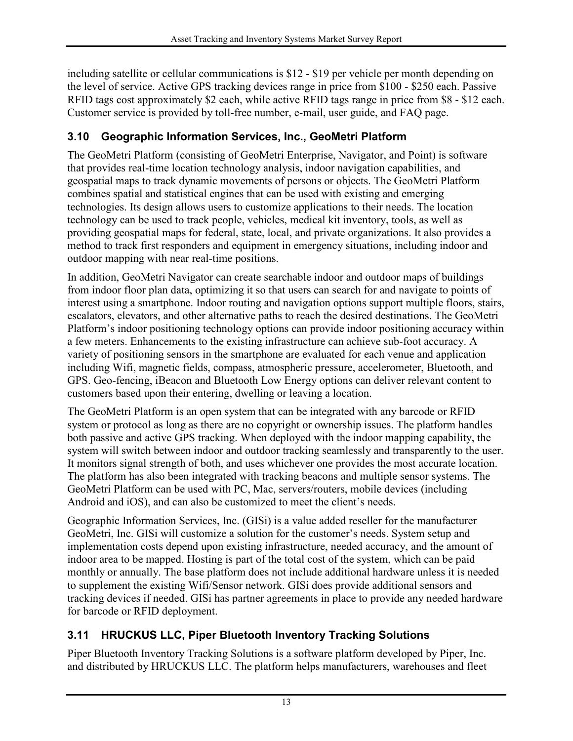including satellite or cellular communications is $12 - $19 per vehicle per month depending on the level of service. Active GPS tracking devices range in price from $100 - $250 each. Passive RFID tags cost approximately $2 each, while active RFID tags range in price from $8 - $12 each. Customer service is provided by toll-free number, e-mail, user guide, and FAQ page.

### 3.10 Geographic Information Services, Inc., GeoMetri Platform

The GeoMetri Platform (consisting of GeoMetri Enterprise, Navigator, and Point) is software that provides real-time location technology analysis, indoor navigation capabilities, and geospatial maps to track dynamic movements of persons or objects. The GeoMetri Platform combines spatial and statistical engines that can be used with existing and emerging technologies. Its design allows users to customize applications to their needs. The location technology can be used to track people, vehicles, medical kit inventory, tools, as well as providing geospatial maps for federal, state, local, and private organizations. It also provides a method to track first responders and equipment in emergency situations, including indoor and outdoor mapping with near real-time positions.

In addition, GeoMetri Navigator can create searchable indoor and outdoor maps of buildings from indoor floor plan data, optimizing it so that users can search for and navigate to points of interest using a smartphone. Indoor routing and navigation options support multiple floors, stairs, escalators, elevators, and other alternative paths to reach the desired destinations. The GeoMetri Platform's indoor positioning technology options can provide indoor positioning accuracy within a few meters. Enhancements to the existing infrastructure can achieve sub-foot accuracy. A variety of positioning sensors in the smartphone are evaluated for each venue and application including Wifi, magnetic fields, compass, atmospheric pressure, accelerometer, Bluetooth, and GPS. Geo-fencing, iBeacon and Bluetooth Low Energy options can deliver relevant content to customers based upon their entering, dwelling or leaving a location.

The GeoMetri Platform is an open system that can be integrated with any barcode or RFID system or protocol as long as there are no copyright or ownership issues. The platform handles both passive and active GPS tracking. When deployed with the indoor mapping capability, the system will switch between indoor and outdoor tracking seamlessly and transparently to the user. It monitors signal strength of both, and uses whichever one provides the most accurate location. The platform has also been integrated with tracking beacons and multiple sensor systems. The GeoMetri Platform can be used with PC, Mac, servers/routers, mobile devices (including Android and iOS), and can also be customized to meet the client's needs.

Geographic Information Services, Inc. (GISi) is a value added reseller for the manufacturer GeoMetri, Inc. GISi will customize a solution for the customer's needs. System setup and implementation costs depend upon existing infrastructure, needed accuracy, and the amount of indoor area to be mapped. Hosting is part of the total cost of the system, which can be paid monthly or annually. The base platform does not include additional hardware unless it is needed to supplement the existing Wifi/Sensor network. GISi does provide additional sensors and tracking devices if needed. GISi has partner agreements in place to provide any needed hardware for barcode or RFID deployment.

### 3.11 HRUCKUS LLC, Piper Bluetooth Inventory Tracking Solutions

Piper Bluetooth Inventory Tracking Solutions is a software platform developed by Piper, Inc. and distributed by HRUCKUS LLC. The platform helps manufacturers, warehouses and fleet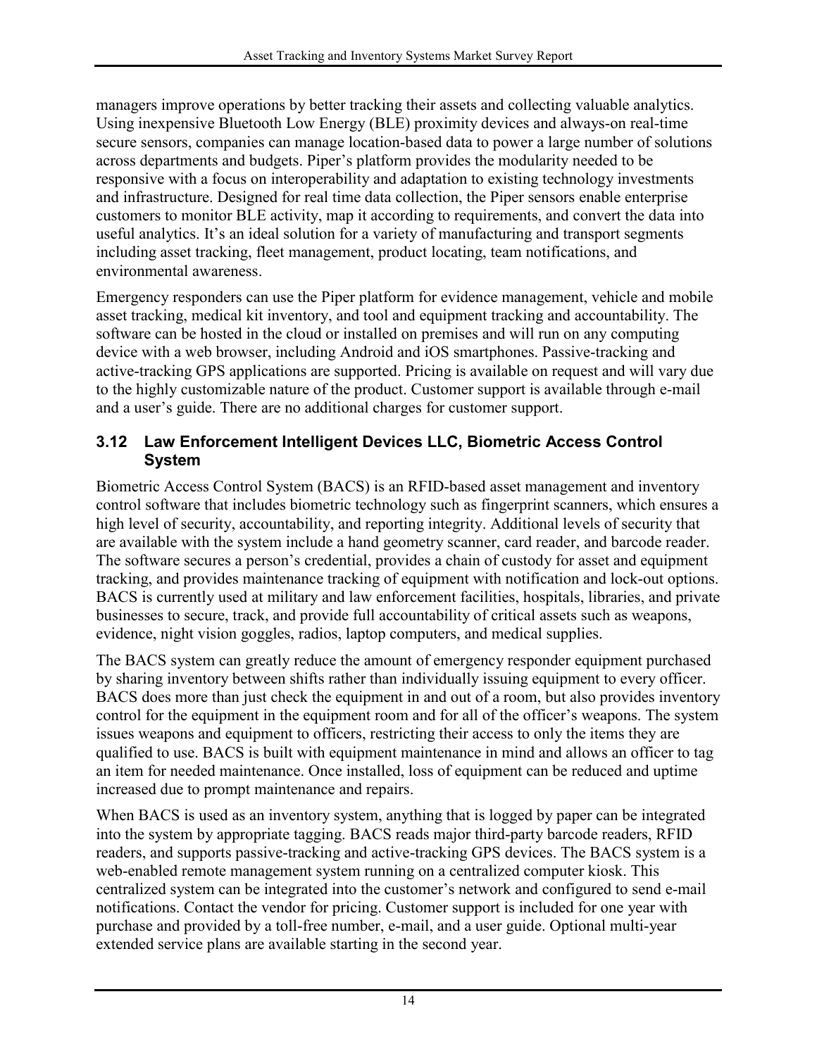managers improve operations by better tracking their assets and collecting valuable analytics. Using inexpensive Bluetooth Low Energy (BLE) proximity devices and always-on real-time secure sensors, companies can manage location-based data to power a large number of solutions across departments and budgets. Piper's platform provides the modularity needed to be responsive with a focus on interoperability and adaptation to existing technology investments and infrastructure. Designed for real time data collection, the Piper sensors enable enterprise customers to monitor BLE activity, map it according to requirements, and convert the data into useful analytics. It's an ideal solution for a variety of manufacturing and transport segments including asset tracking, fleet management, product locating, team notifications, and environmental awareness.

Emergency responders can use the Piper platform for evidence management, vehicle and mobile asset tracking, medical kit inventory, and tool and equipment tracking and accountability. The software can be hosted in the cloud or installed on premises and will run on any computing device with a web browser, including Android and iOS smartphones. Passive-tracking and active-tracking GPS applications are supported. Pricing is available on request and will vary due to the highly customizable nature of the product. Customer support is available through e-mail and a user's guide. There are no additional charges for customer support.

### 3.12 Law Enforcement Intelligent Devices LLC, Biometric Access Control System

Biometric Access Control System (BACS) is an RFID-based asset management and inventory control software that includes biometric technology such as fingerprint scanners, which ensures a high level of security, accountability, and reporting integrity. Additional levels of security that are available with the system include a hand geometry scanner, card reader, and barcode reader. The software secures a person's credential, provides a chain of custody for asset and equipment tracking, and provides maintenance tracking of equipment with notification and lock-out options. BACS is currently used at military and law enforcement facilities, hospitals, libraries, and private businesses to secure, track, and provide full accountability of critical assets such as weapons, evidence, night vision goggles, radios, laptop computers, and medical supplies.

The BACS system can greatly reduce the amount of emergency responder equipment purchased by sharing inventory between shifts rather than individually issuing equipment to every officer. BACS does more than just check the equipment in and out of a room, but also provides inventory control for the equipment in the equipment room and for all of the officer's weapons. The system issues weapons and equipment to officers, restricting their access to only the items they are qualified to use. BACS is built with equipment maintenance in mind and allows an officer to tag an item for needed maintenance. Once installed, loss of equipment can be reduced and uptime increased due to prompt maintenance and repairs.

When BACS is used as an inventory system, anything that is logged by paper can be integrated into the system by appropriate tagging. BACS reads major third-party barcode readers, RFID readers, and supports passive-tracking and active-tracking GPS devices. The BACS system is a web-enabled remote management system running on a centralized computer kiosk. This centralized system can be integrated into the customer's network and configured to send e-mail notifications. Contact the vendor for pricing. Customer support is included for one year with purchase and provided by a toll-free number, e-mail, and a user guide. Optional multi-year extended service plans are available starting in the second year.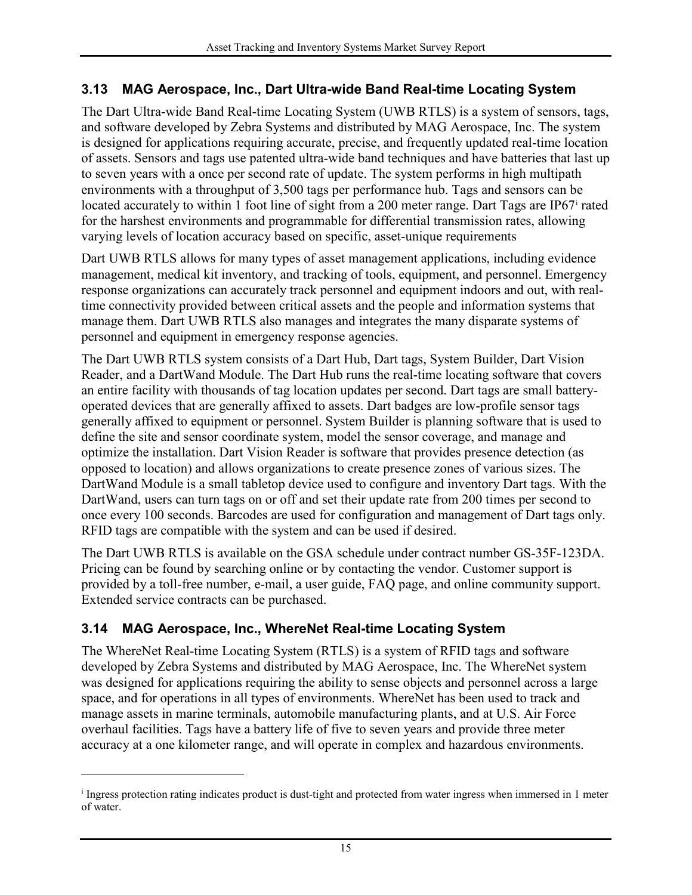## 3.13 MAG Aerospace, Inc., Dart Ultra-wide Band Real-time Locating System

The Dart Ultra-wide Band Real-time Locating System (UWB RTLS) is a system of sensors, tags, and software developed by Zebra Systems and distributed by MAG Aerospace, Inc. The system is designed for applications requiring accurate, precise, and frequently updated real-time location of assets. Sensors and tags use patented ultra-wide band techniques and have batteries that last up to seven years with a once per second rate of update. The system performs in high multipath environments with a throughput of 3,500 tags per performance hub. Tags and sensors can be located accurately to within 1 foot line of sight from a 200 meter range. Dart Tags are IP67[i] rated for the harshest environments and programmable for differential transmission rates, allowing varying levels of location accuracy based on specific, asset-unique requirements

Dart UWB RTLS allows for many types of asset management applications, including evidence management, medical kit inventory, and tracking of tools, equipment, and personnel. Emergency response organizations can accurately track personnel and equipment indoors and out, with real-time connectivity provided between critical assets and the people and information systems that manage them. Dart UWB RTLS also manages and integrates the many disparate systems of personnel and equipment in emergency response agencies.

The Dart UWB RTLS system consists of a Dart Hub, Dart tags, System Builder, Dart Vision Reader, and a DartWand Module. The Dart Hub runs the real-time locating software that covers an entire facility with thousands of tag location updates per second. Dart tags are small battery-operated devices that are generally affixed to assets. Dart badges are low-profile sensor tags generally affixed to equipment or personnel. System Builder is planning software that is used to define the site and sensor coordinate system, model the sensor coverage, and manage and optimize the installation. Dart Vision Reader is software that provides presence detection (as opposed to location) and allows organizations to create presence zones of various sizes. The DartWand Module is a small tabletop device used to configure and inventory Dart tags. With the DartWand, users can turn tags on or off and set their update rate from 200 times per second to once every 100 seconds. Barcodes are used for configuration and management of Dart tags only. RFID tags are compatible with the system and can be used if desired.

The Dart UWB RTLS is available on the GSA schedule under contract number GS-35F-123DA. Pricing can be found by searching online or by contacting the vendor. Customer support is provided by a toll-free number, e-mail, a user guide, FAQ page, and online community support. Extended service contracts can be purchased.

## 3.14 MAG Aerospace, Inc., WhereNet Real-time Locating System

The WhereNet Real-time Locating System (RTLS) is a system of RFID tags and software developed by Zebra Systems and distributed by MAG Aerospace, Inc. The WhereNet system was designed for applications requiring the ability to sense objects and personnel across a large space, and for operations in all types of environments. WhereNet has been used to track and manage assets in marine terminals, automobile manufacturing plants, and at U.S. Air Force overhaul facilities. Tags have a battery life of five to seven years and provide three meter accuracy at a one kilometer range, and will operate in complex and hazardous environments.

---

[i] Ingress protection rating indicates product is dust-tight and protected from water ingress when immersed in 1 meter of water.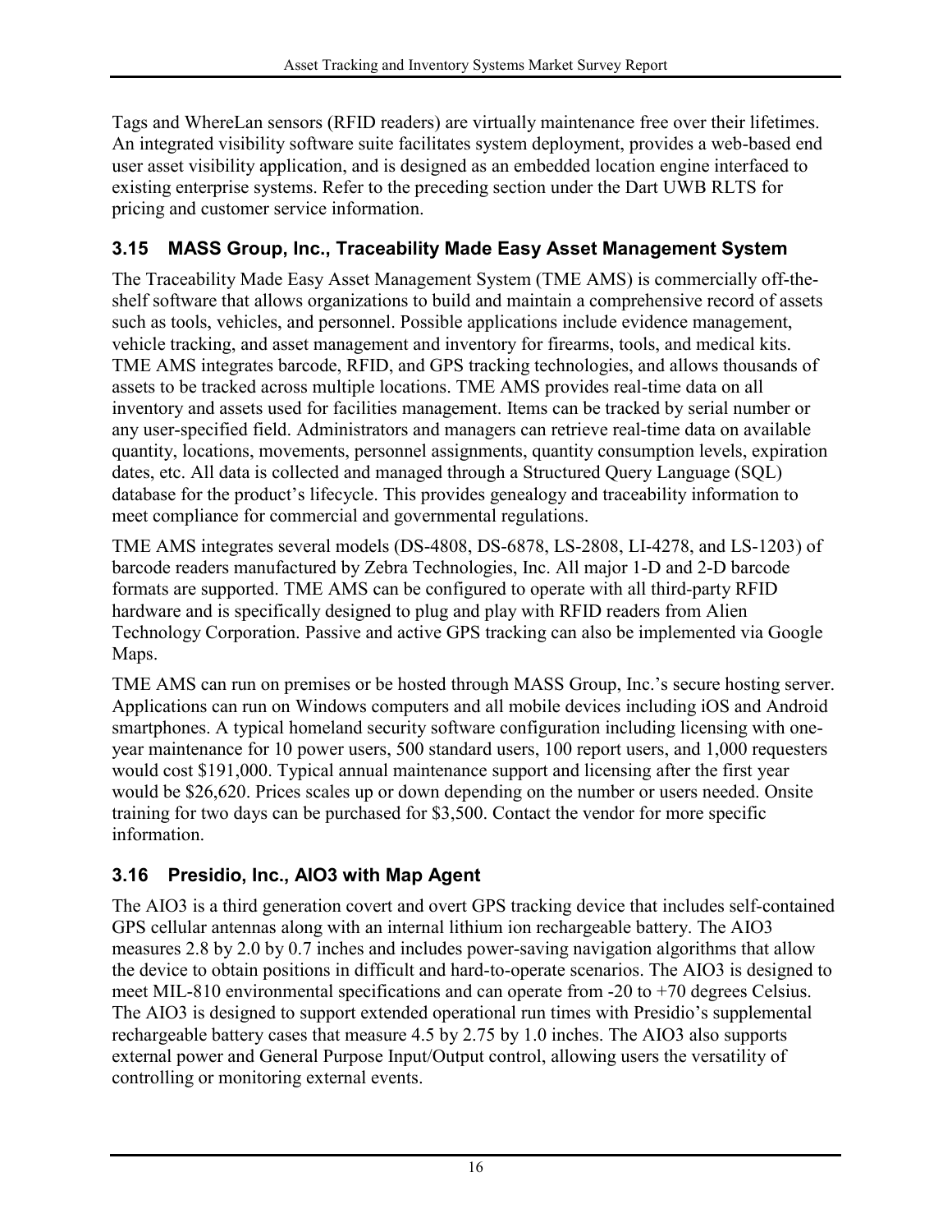Tags and WhereLan sensors (RFID readers) are virtually maintenance free over their lifetimes. An integrated visibility software suite facilitates system deployment, provides a web-based end user asset visibility application, and is designed as an embedded location engine interfaced to existing enterprise systems. Refer to the preceding section under the Dart UWB RLTS for pricing and customer service information.

## 3.15 MASS Group, Inc., Traceability Made Easy Asset Management System

The Traceability Made Easy Asset Management System (TME AMS) is commercially off-the-shelf software that allows organizations to build and maintain a comprehensive record of assets such as tools, vehicles, and personnel. Possible applications include evidence management, vehicle tracking, and asset management and inventory for firearms, tools, and medical kits. TME AMS integrates barcode, RFID, and GPS tracking technologies, and allows thousands of assets to be tracked across multiple locations. TME AMS provides real-time data on all inventory and assets used for facilities management. Items can be tracked by serial number or any user-specified field. Administrators and managers can retrieve real-time data on available quantity, locations, movements, personnel assignments, quantity consumption levels, expiration dates, etc. All data is collected and managed through a Structured Query Language (SQL) database for the product's lifecycle. This provides genealogy and traceability information to meet compliance for commercial and governmental regulations.

TME AMS integrates several models (DS-4808, DS-6878, LS-2808, LI-4278, and LS-1203) of barcode readers manufactured by Zebra Technologies, Inc. All major 1-D and 2-D barcode formats are supported. TME AMS can be configured to operate with all third-party RFID hardware and is specifically designed to plug and play with RFID readers from Alien Technology Corporation. Passive and active GPS tracking can also be implemented via Google Maps.

TME AMS can run on premises or be hosted through MASS Group, Inc.'s secure hosting server. Applications can run on Windows computers and all mobile devices including iOS and Android smartphones. A typical homeland security software configuration including licensing with one-year maintenance for 10 power users, 500 standard users, 100 report users, and 1,000 requesters would cost $191,000. Typical annual maintenance support and licensing after the first year would be $26,620. Prices scales up or down depending on the number or users needed. Onsite training for two days can be purchased for $3,500. Contact the vendor for more specific information.

## 3.16 Presidio, Inc., AIO3 with Map Agent

The AIO3 is a third generation covert and overt GPS tracking device that includes self-contained GPS cellular antennas along with an internal lithium ion rechargeable battery. The AIO3 measures 2.8 by 2.0 by 0.7 inches and includes power-saving navigation algorithms that allow the device to obtain positions in difficult and hard-to-operate scenarios. The AIO3 is designed to meet MIL-810 environmental specifications and can operate from -20 to +70 degrees Celsius. The AIO3 is designed to support extended operational run times with Presidio's supplemental rechargeable battery cases that measure 4.5 by 2.75 by 1.0 inches. The AIO3 also supports external power and General Purpose Input/Output control, allowing users the versatility of controlling or monitoring external events.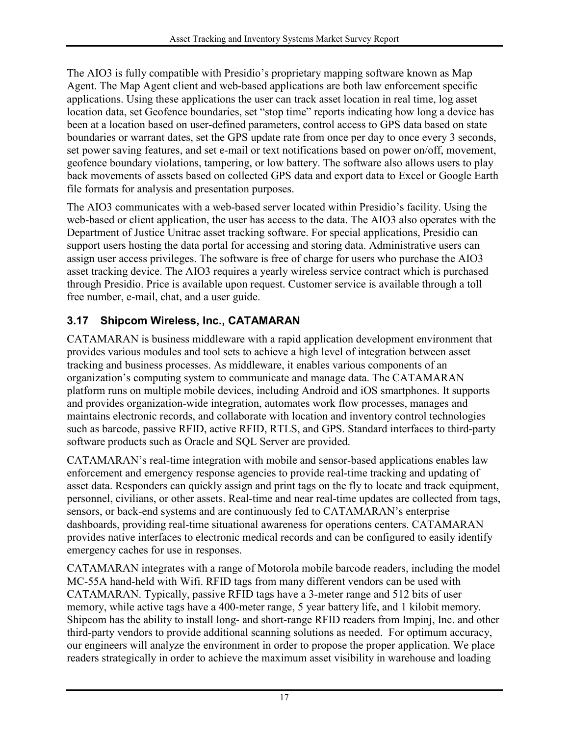The AIO3 is fully compatible with Presidio's proprietary mapping software known as Map Agent. The Map Agent client and web-based applications are both law enforcement specific applications. Using these applications the user can track asset location in real time, log asset location data, set Geofence boundaries, set "stop time" reports indicating how long a device has been at a location based on user-defined parameters, control access to GPS data based on state boundaries or warrant dates, set the GPS update rate from once per day to once every 3 seconds, set power saving features, and set e-mail or text notifications based on power on/off, movement, geofence boundary violations, tampering, or low battery. The software also allows users to play back movements of assets based on collected GPS data and export data to Excel or Google Earth file formats for analysis and presentation purposes.

The AIO3 communicates with a web-based server located within Presidio's facility. Using the web-based or client application, the user has access to the data. The AIO3 also operates with the Department of Justice Unitrac asset tracking software. For special applications, Presidio can support users hosting the data portal for accessing and storing data. Administrative users can assign user access privileges. The software is free of charge for users who purchase the AIO3 asset tracking device. The AIO3 requires a yearly wireless service contract which is purchased through Presidio. Price is available upon request. Customer service is available through a toll free number, e-mail, chat, and a user guide.

### 3.17 Shipcom Wireless, Inc., CATAMARAN

CATAMARAN is business middleware with a rapid application development environment that provides various modules and tool sets to achieve a high level of integration between asset tracking and business processes. As middleware, it enables various components of an organization's computing system to communicate and manage data. The CATAMARAN platform runs on multiple mobile devices, including Android and iOS smartphones. It supports and provides organization-wide integration, automates work flow processes, manages and maintains electronic records, and collaborate with location and inventory control technologies such as barcode, passive RFID, active RFID, RTLS, and GPS. Standard interfaces to third-party software products such as Oracle and SQL Server are provided.

CATAMARAN's real-time integration with mobile and sensor-based applications enables law enforcement and emergency response agencies to provide real-time tracking and updating of asset data. Responders can quickly assign and print tags on the fly to locate and track equipment, personnel, civilians, or other assets. Real-time and near real-time updates are collected from tags, sensors, or back-end systems and are continuously fed to CATAMARAN's enterprise dashboards, providing real-time situational awareness for operations centers. CATAMARAN provides native interfaces to electronic medical records and can be configured to easily identify emergency caches for use in responses.

CATAMARAN integrates with a range of Motorola mobile barcode readers, including the model MC-55A hand-held with Wifi. RFID tags from many different vendors can be used with CATAMARAN. Typically, passive RFID tags have a 3-meter range and 512 bits of user memory, while active tags have a 400-meter range, 5 year battery life, and 1 kilobit memory. Shipcom has the ability to install long- and short-range RFID readers from Impinj, Inc. and other third-party vendors to provide additional scanning solutions as needed. For optimum accuracy, our engineers will analyze the environment in order to propose the proper application. We place readers strategically in order to achieve the maximum asset visibility in warehouse and loading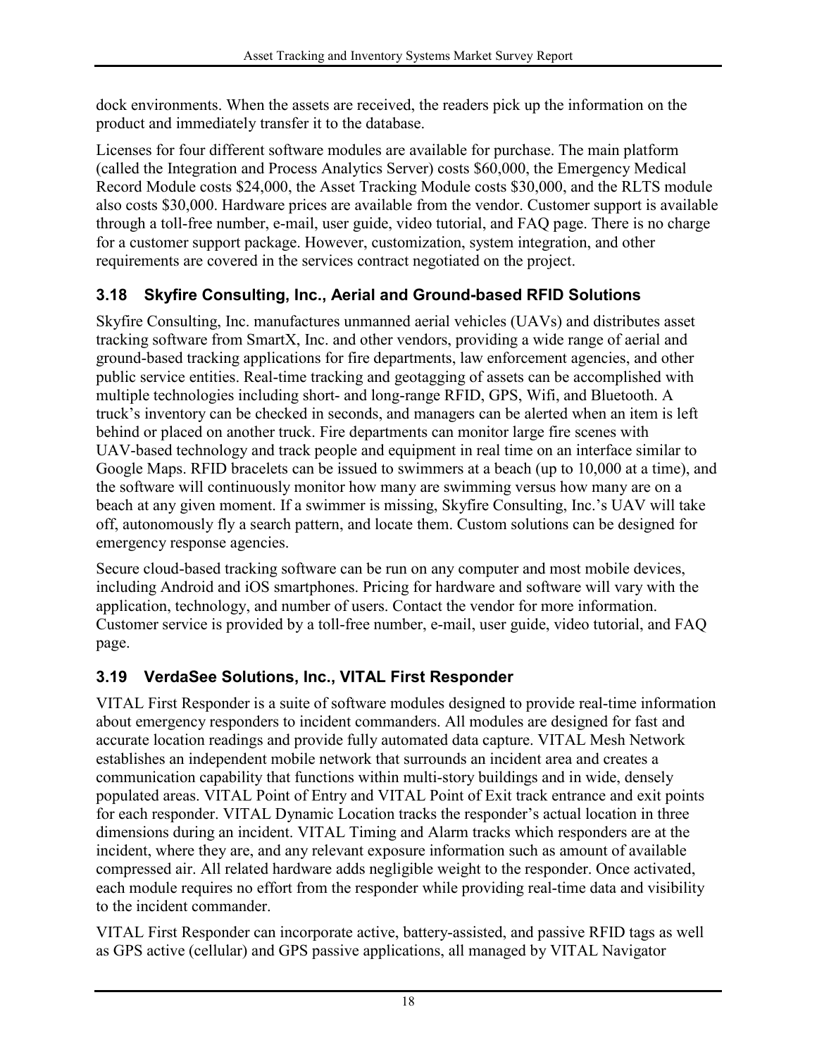dock environments. When the assets are received, the readers pick up the information on the product and immediately transfer it to the database.

Licenses for four different software modules are available for purchase. The main platform (called the Integration and Process Analytics Server) costs $60,000, the Emergency Medical Record Module costs $24,000, the Asset Tracking Module costs $30,000, and the RLTS module also costs $30,000. Hardware prices are available from the vendor. Customer support is available through a toll-free number, e-mail, user guide, video tutorial, and FAQ page. There is no charge for a customer support package. However, customization, system integration, and other requirements are covered in the services contract negotiated on the project.

### 3.18 Skyfire Consulting, Inc., Aerial and Ground-based RFID Solutions

Skyfire Consulting, Inc. manufactures unmanned aerial vehicles (UAVs) and distributes asset tracking software from SmartX, Inc. and other vendors, providing a wide range of aerial and ground-based tracking applications for fire departments, law enforcement agencies, and other public service entities. Real-time tracking and geotagging of assets can be accomplished with multiple technologies including short- and long-range RFID, GPS, Wifi, and Bluetooth. A truck's inventory can be checked in seconds, and managers can be alerted when an item is left behind or placed on another truck. Fire departments can monitor large fire scenes with UAV-based technology and track people and equipment in real time on an interface similar to Google Maps. RFID bracelets can be issued to swimmers at a beach (up to 10,000 at a time), and the software will continuously monitor how many are swimming versus how many are on a beach at any given moment. If a swimmer is missing, Skyfire Consulting, Inc.'s UAV will take off, autonomously fly a search pattern, and locate them. Custom solutions can be designed for emergency response agencies.

Secure cloud-based tracking software can be run on any computer and most mobile devices, including Android and iOS smartphones. Pricing for hardware and software will vary with the application, technology, and number of users. Contact the vendor for more information. Customer service is provided by a toll-free number, e-mail, user guide, video tutorial, and FAQ page.

### 3.19 VerdaSee Solutions, Inc., VITAL First Responder

VITAL First Responder is a suite of software modules designed to provide real-time information about emergency responders to incident commanders. All modules are designed for fast and accurate location readings and provide fully automated data capture. VITAL Mesh Network establishes an independent mobile network that surrounds an incident area and creates a communication capability that functions within multi-story buildings and in wide, densely populated areas. VITAL Point of Entry and VITAL Point of Exit track entrance and exit points for each responder. VITAL Dynamic Location tracks the responder's actual location in three dimensions during an incident. VITAL Timing and Alarm tracks which responders are at the incident, where they are, and any relevant exposure information such as amount of available compressed air. All related hardware adds negligible weight to the responder. Once activated, each module requires no effort from the responder while providing real-time data and visibility to the incident commander.

VITAL First Responder can incorporate active, battery-assisted, and passive RFID tags as well as GPS active (cellular) and GPS passive applications, all managed by VITAL Navigator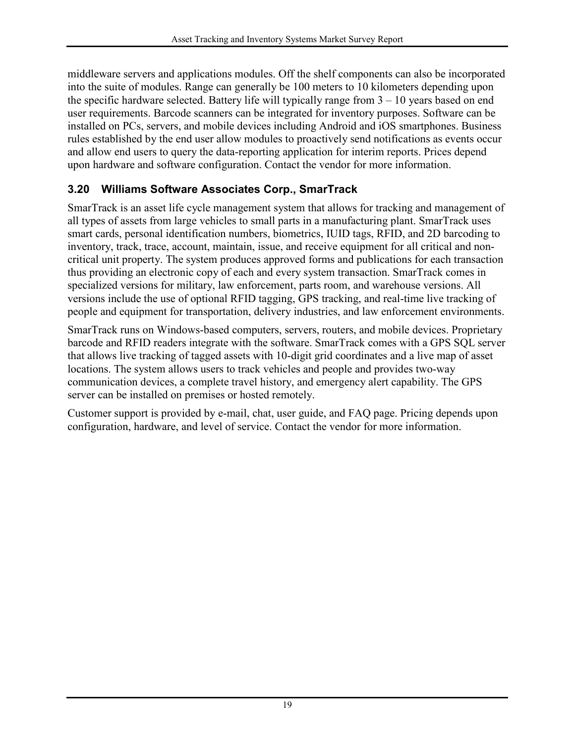middleware servers and applications modules. Off the shelf components can also be incorporated into the suite of modules. Range can generally be 100 meters to 10 kilometers depending upon the specific hardware selected. Battery life will typically range from 3 – 10 years based on end user requirements. Barcode scanners can be integrated for inventory purposes. Software can be installed on PCs, servers, and mobile devices including Android and iOS smartphones. Business rules established by the end user allow modules to proactively send notifications as events occur and allow end users to query the data-reporting application for interim reports. Prices depend upon hardware and software configuration. Contact the vendor for more information.

### 3.20 Williams Software Associates Corp., SmarTrack

SmarTrack is an asset life cycle management system that allows for tracking and management of all types of assets from large vehicles to small parts in a manufacturing plant. SmarTrack uses smart cards, personal identification numbers, biometrics, IUID tags, RFID, and 2D barcoding to inventory, track, trace, account, maintain, issue, and receive equipment for all critical and non-critical unit property. The system produces approved forms and publications for each transaction thus providing an electronic copy of each and every system transaction. SmarTrack comes in specialized versions for military, law enforcement, parts room, and warehouse versions. All versions include the use of optional RFID tagging, GPS tracking, and real-time live tracking of people and equipment for transportation, delivery industries, and law enforcement environments.

SmarTrack runs on Windows-based computers, servers, routers, and mobile devices. Proprietary barcode and RFID readers integrate with the software. SmarTrack comes with a GPS SQL server that allows live tracking of tagged assets with 10-digit grid coordinates and a live map of asset locations. The system allows users to track vehicles and people and provides two-way communication devices, a complete travel history, and emergency alert capability. The GPS server can be installed on premises or hosted remotely.

Customer support is provided by e-mail, chat, user guide, and FAQ page. Pricing depends upon configuration, hardware, and level of service. Contact the vendor for more information.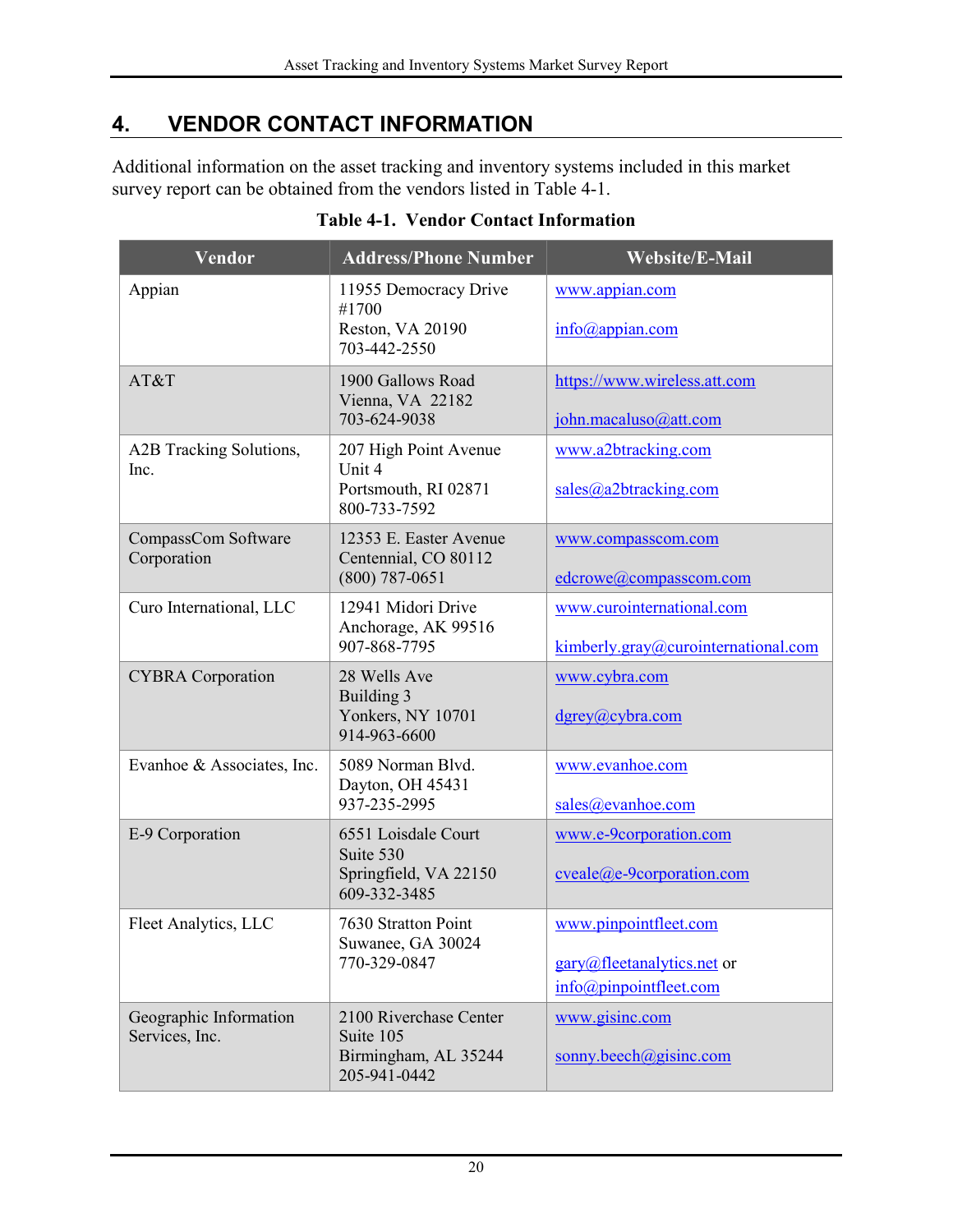# 4. VENDOR CONTACT INFORMATION

Additional information on the asset tracking and inventory systems included in this market survey report can be obtained from the vendors listed in Table 4-1.

**Table 4-1. Vendor Contact Information**

| Vendor | Address/Phone Number | Website/E-Mail |
|---|---|---|
| Appian | 11955 Democracy Drive #1700<br>Reston, VA 20190<br>703-442-2550 | www.appian.com<br><br>info@appian.com |
| AT&T | 1900 Gallows Road<br>Vienna, VA 22182<br>703-624-9038 | https://www.wireless.att.com<br><br>john.macaluso@att.com |
| A2B Tracking Solutions, Inc. | 207 High Point Avenue<br>Unit 4<br>Portsmouth, RI 02871<br>800-733-7592 | www.a2btracking.com<br><br>sales@a2btracking.com |
| CompassCom Software Corporation | 12353 E. Easter Avenue<br>Centennial, CO 80112<br>(800) 787-0651 | www.compasscom.com<br><br>edcrowe@compasscom.com |
| Curo International, LLC | 12941 Midori Drive<br>Anchorage, AK 99516<br>907-868-7795 | www.curointernational.com<br><br>kimberly.gray@curointernational.com |
| CYBRA Corporation | 28 Wells Ave<br>Building 3<br>Yonkers, NY 10701<br>914-963-6600 | www.cybra.com<br><br>dgrey@cybra.com |
| Evanhoe & Associates, Inc. | 5089 Norman Blvd.<br>Dayton, OH 45431<br>937-235-2995 | www.evanhoe.com<br><br>sales@evanhoe.com |
| E-9 Corporation | 6551 Loisdale Court<br>Suite 530<br>Springfield, VA 22150<br>609-332-3485 | www.e-9corporation.com<br><br>cveale@e-9corporation.com |
| Fleet Analytics, LLC | 7630 Stratton Point<br>Suwanee, GA 30024<br>770-329-0847 | www.pinpointfleet.com<br><br>gary@fleetanalytics.net or info@pinpointfleet.com |
| Geographic Information Services, Inc. | 2100 Riverchase Center<br>Suite 105<br>Birmingham, AL 35244<br>205-941-0442 | www.gisinc.com<br><br>sonny.beech@gisinc.com |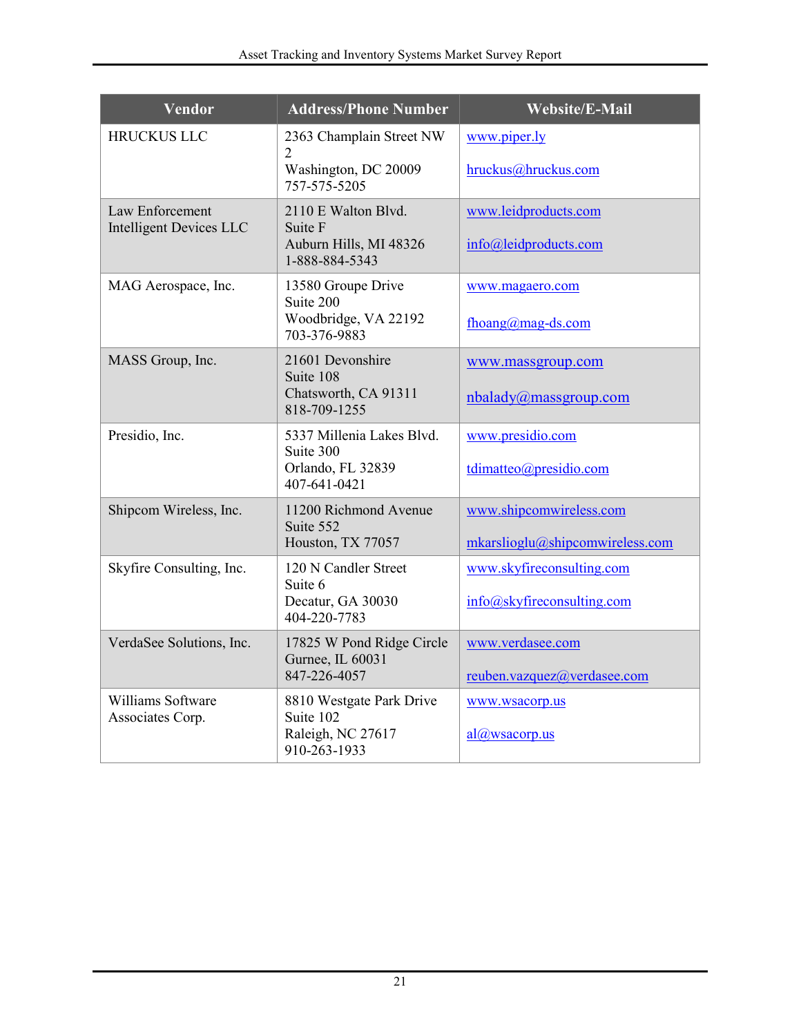| Vendor | Address/Phone Number | Website/E-Mail |
|---|---|---|
| HRUCKUS LLC | 2363 Champlain Street NW 2<br>Washington, DC 20009<br>757-575-5205 | www.piper.ly<br><br>hruckus@hruckus.com |
| Law Enforcement Intelligent Devices LLC | 2110 E Walton Blvd.<br>Suite F<br>Auburn Hills, MI 48326<br>1-888-884-5343 | www.leidproducts.com<br><br>info@leidproducts.com |
| MAG Aerospace, Inc. | 13580 Groupe Drive<br>Suite 200<br>Woodbridge, VA 22192<br>703-376-9883 | www.magaero.com<br><br>fhoang@mag-ds.com |
| MASS Group, Inc. | 21601 Devonshire<br>Suite 108<br>Chatsworth, CA 91311<br>818-709-1255 | www.massgroup.com<br><br>nbalady@massgroup.com |
| Presidio, Inc. | 5337 Millenia Lakes Blvd.<br>Suite 300<br>Orlando, FL 32839<br>407-641-0421 | www.presidio.com<br><br>tdimatteo@presidio.com |
| Shipcom Wireless, Inc. | 11200 Richmond Avenue<br>Suite 552<br>Houston, TX 77057 | www.shipcomwireless.com<br><br>mkarslioglu@shipcomwireless.com |
| Skyfire Consulting, Inc. | 120 N Candler Street<br>Suite 6<br>Decatur, GA 30030<br>404-220-7783 | www.skyfireconsulting.com<br><br>info@skyfireconsulting.com |
| VerdaSee Solutions, Inc. | 17825 W Pond Ridge Circle<br>Gurnee, IL 60031<br>847-226-4057 | www.verdasee.com<br><br>reuben.vazquez@verdasee.com |
| Williams Software Associates Corp. | 8810 Westgate Park Drive<br>Suite 102<br>Raleigh, NC 27617<br>910-263-1933 | www.wsacorp.us<br><br>al@wsacorp.us |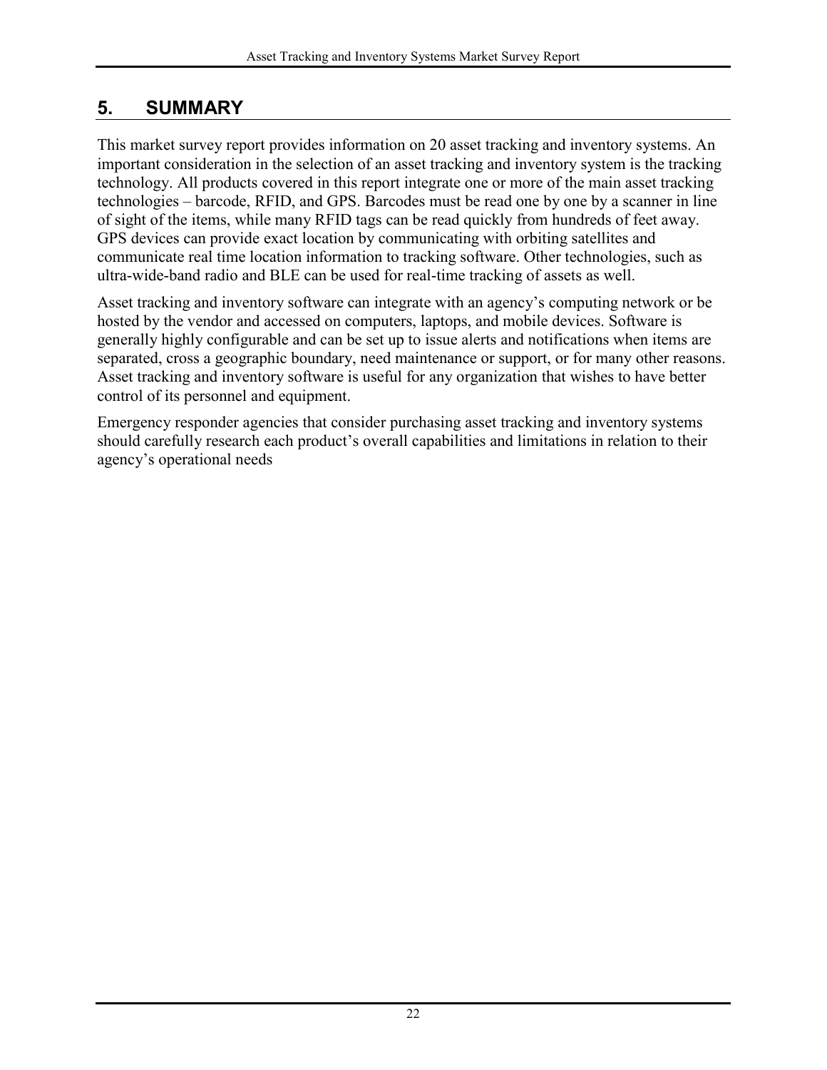## 5. SUMMARY

This market survey report provides information on 20 asset tracking and inventory systems. An important consideration in the selection of an asset tracking and inventory system is the tracking technology. All products covered in this report integrate one or more of the main asset tracking technologies – barcode, RFID, and GPS. Barcodes must be read one by one by a scanner in line of sight of the items, while many RFID tags can be read quickly from hundreds of feet away. GPS devices can provide exact location by communicating with orbiting satellites and communicate real time location information to tracking software. Other technologies, such as ultra-wide-band radio and BLE can be used for real-time tracking of assets as well.

Asset tracking and inventory software can integrate with an agency's computing network or be hosted by the vendor and accessed on computers, laptops, and mobile devices. Software is generally highly configurable and can be set up to issue alerts and notifications when items are separated, cross a geographic boundary, need maintenance or support, or for many other reasons. Asset tracking and inventory software is useful for any organization that wishes to have better control of its personnel and equipment.

Emergency responder agencies that consider purchasing asset tracking and inventory systems should carefully research each product's overall capabilities and limitations in relation to their agency's operational needs